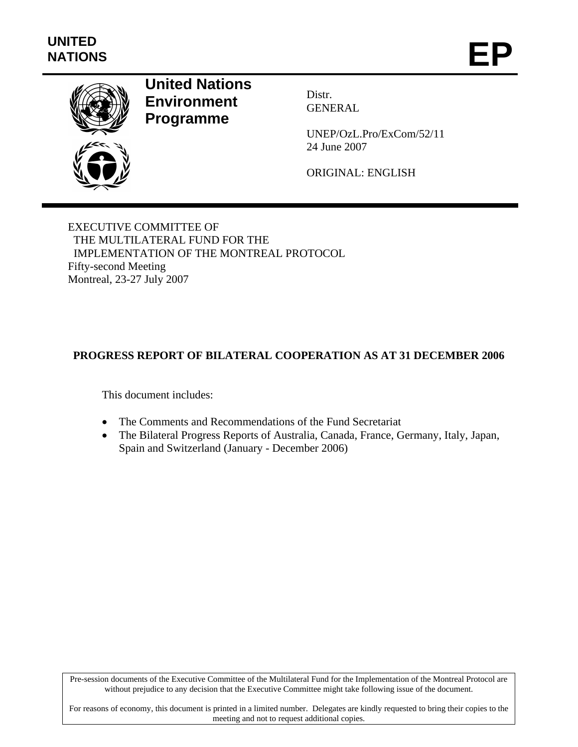**UNITED NATIONS** **EP**

**United Nations Environment Programme**

Distr.
GENERAL

UNEP/OzL.Pro/ExCom/52/11
24 June 2007

ORIGINAL: ENGLISH

EXECUTIVE COMMITTEE OF
THE MULTILATERAL FUND FOR THE
IMPLEMENTATION OF THE MONTREAL PROTOCOL
Fifty-second Meeting
Montreal, 23-27 July 2007

## PROGRESS REPORT OF BILATERAL COOPERATION AS AT 31 DECEMBER 2006

This document includes:

- The Comments and Recommendations of the Fund Secretariat
- The Bilateral Progress Reports of Australia, Canada, France, Germany, Italy, Japan, Spain and Switzerland (January - December 2006)

Pre-session documents of the Executive Committee of the Multilateral Fund for the Implementation of the Montreal Protocol are without prejudice to any decision that the Executive Committee might take following issue of the document.

For reasons of economy, this document is printed in a limited number. Delegates are kindly requested to bring their copies to the meeting and not to request additional copies.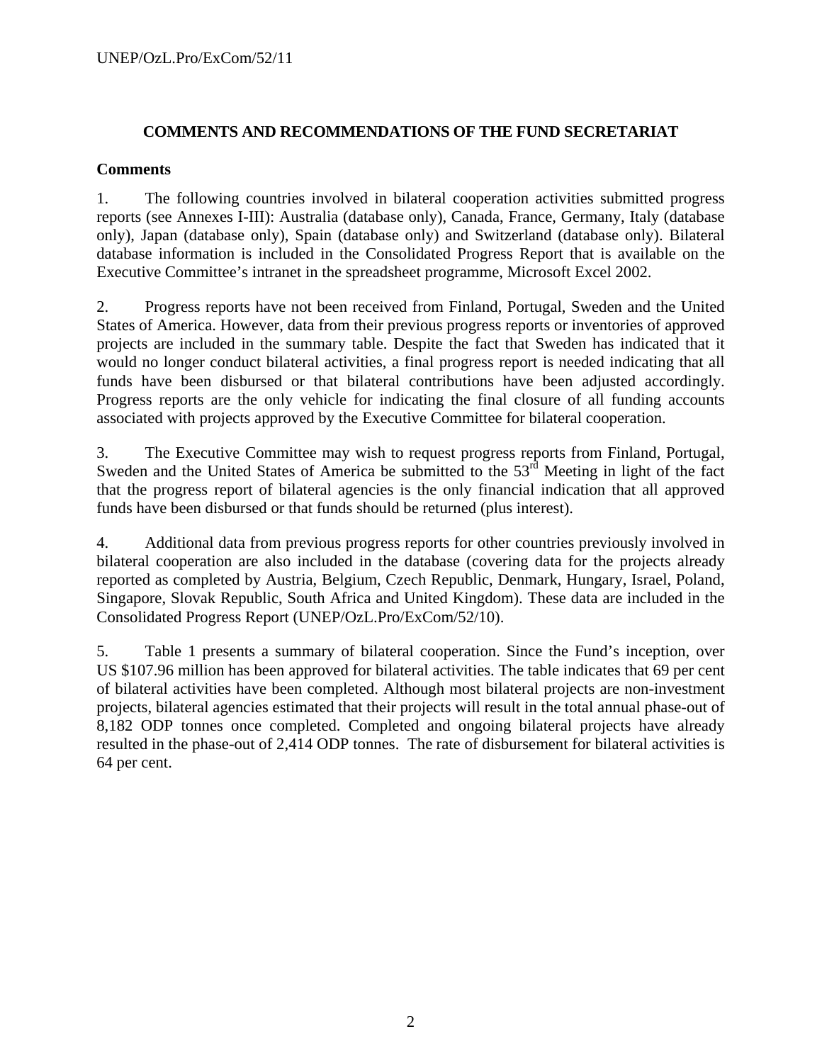## COMMENTS AND RECOMMENDATIONS OF THE FUND SECRETARIAT

### Comments

1. The following countries involved in bilateral cooperation activities submitted progress reports (see Annexes I-III): Australia (database only), Canada, France, Germany, Italy (database only), Japan (database only), Spain (database only) and Switzerland (database only). Bilateral database information is included in the Consolidated Progress Report that is available on the Executive Committee's intranet in the spreadsheet programme, Microsoft Excel 2002.

2. Progress reports have not been received from Finland, Portugal, Sweden and the United States of America. However, data from their previous progress reports or inventories of approved projects are included in the summary table. Despite the fact that Sweden has indicated that it would no longer conduct bilateral activities, a final progress report is needed indicating that all funds have been disbursed or that bilateral contributions have been adjusted accordingly. Progress reports are the only vehicle for indicating the final closure of all funding accounts associated with projects approved by the Executive Committee for bilateral cooperation.

3. The Executive Committee may wish to request progress reports from Finland, Portugal, Sweden and the United States of America be submitted to the 53rd Meeting in light of the fact that the progress report of bilateral agencies is the only financial indication that all approved funds have been disbursed or that funds should be returned (plus interest).

4. Additional data from previous progress reports for other countries previously involved in bilateral cooperation are also included in the database (covering data for the projects already reported as completed by Austria, Belgium, Czech Republic, Denmark, Hungary, Israel, Poland, Singapore, Slovak Republic, South Africa and United Kingdom). These data are included in the Consolidated Progress Report (UNEP/OzL.Pro/ExCom/52/10).

5. Table 1 presents a summary of bilateral cooperation. Since the Fund's inception, over US $107.96 million has been approved for bilateral activities. The table indicates that 69 per cent of bilateral activities have been completed. Although most bilateral projects are non-investment projects, bilateral agencies estimated that their projects will result in the total annual phase-out of 8,182 ODP tonnes once completed. Completed and ongoing bilateral projects have already resulted in the phase-out of 2,414 ODP tonnes. The rate of disbursement for bilateral activities is 64 per cent.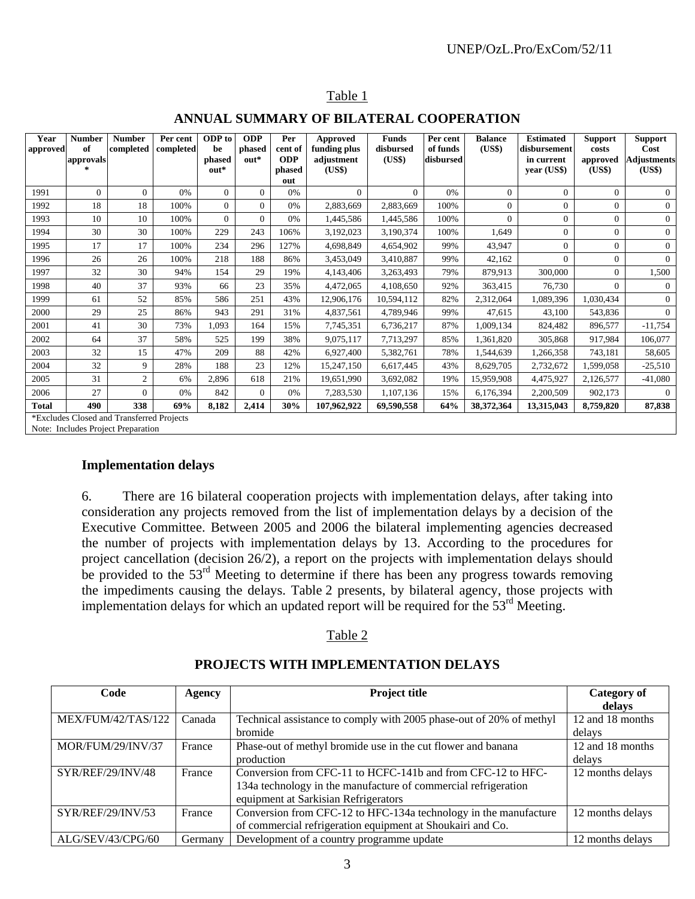Table 1

**ANNUAL SUMMARY OF BILATERAL COOPERATION**

| Year approved | Number of approvals * | Number completed | Per cent completed | ODP to be phased out* | ODP phased out* | Per cent of ODP phased out | Approved funding plus adjustment (US$) | Funds disbursed (US$) | Per cent of funds disbursed | Balance (US$) | Estimated disbursement in current year (US$) | Support costs approved (US$) | Support Cost Adjustments (US$) |
|---|---|---|---|---|---|---|---|---|---|---|---|---|---|
| 1991 | 0 | 0 | 0% | 0 | 0 | 0% | 0 | 0 | 0% | 0 | 0 | 0 | 0 |
| 1992 | 18 | 18 | 100% | 0 | 0 | 0% | 2,883,669 | 2,883,669 | 100% | 0 | 0 | 0 | 0 |
| 1993 | 10 | 10 | 100% | 0 | 0 | 0% | 1,445,586 | 1,445,586 | 100% | 0 | 0 | 0 | 0 |
| 1994 | 30 | 30 | 100% | 229 | 243 | 106% | 3,192,023 | 3,190,374 | 100% | 1,649 | 0 | 0 | 0 |
| 1995 | 17 | 17 | 100% | 234 | 296 | 127% | 4,698,849 | 4,654,902 | 99% | 43,947 | 0 | 0 | 0 |
| 1996 | 26 | 26 | 100% | 218 | 188 | 86% | 3,453,049 | 3,410,887 | 99% | 42,162 | 0 | 0 | 0 |
| 1997 | 32 | 30 | 94% | 154 | 29 | 19% | 4,143,406 | 3,263,493 | 79% | 879,913 | 300,000 | 0 | 1,500 |
| 1998 | 40 | 37 | 93% | 66 | 23 | 35% | 4,472,065 | 4,108,650 | 92% | 363,415 | 76,730 | 0 | 0 |
| 1999 | 61 | 52 | 85% | 586 | 251 | 43% | 12,906,176 | 10,594,112 | 82% | 2,312,064 | 1,089,396 | 1,030,434 | 0 |
| 2000 | 29 | 25 | 86% | 943 | 291 | 31% | 4,837,561 | 4,789,946 | 99% | 47,615 | 43,100 | 543,836 | 0 |
| 2001 | 41 | 30 | 73% | 1,093 | 164 | 15% | 7,745,351 | 6,736,217 | 87% | 1,009,134 | 824,482 | 896,577 | -11,754 |
| 2002 | 64 | 37 | 58% | 525 | 199 | 38% | 9,075,117 | 7,713,297 | 85% | 1,361,820 | 305,868 | 917,984 | 106,077 |
| 2003 | 32 | 15 | 47% | 209 | 88 | 42% | 6,927,400 | 5,382,761 | 78% | 1,544,639 | 1,266,358 | 743,181 | 58,605 |
| 2004 | 32 | 9 | 28% | 188 | 23 | 12% | 15,247,150 | 6,617,445 | 43% | 8,629,705 | 2,732,672 | 1,599,058 | -25,510 |
| 2005 | 31 | 2 | 6% | 2,896 | 618 | 21% | 19,651,990 | 3,692,082 | 19% | 15,959,908 | 4,475,927 | 2,126,577 | -41,080 |
| 2006 | 27 | 0 | 0% | 842 | 0 | 0% | 7,283,530 | 1,107,136 | 15% | 6,176,394 | 2,200,509 | 902,173 | 0 |
| **Total** | **490** | **338** | **69%** | **8,182** | **2,414** | **30%** | **107,962,922** | **69,590,558** | **64%** | **38,372,364** | **13,315,043** | **8,759,820** | **87,838** |

*Excludes Closed and Transferred Projects
Note: Includes Project Preparation

### Implementation delays

6. There are 16 bilateral cooperation projects with implementation delays, after taking into consideration any projects removed from the list of implementation delays by a decision of the Executive Committee. Between 2005 and 2006 the bilateral implementing agencies decreased the number of projects with implementation delays by 13. According to the procedures for project cancellation (decision 26/2), a report on the projects with implementation delays should be provided to the 53rd Meeting to determine if there has been any progress towards removing the impediments causing the delays. Table 2 presents, by bilateral agency, those projects with implementation delays for which an updated report will be required for the 53rd Meeting.

Table 2

**PROJECTS WITH IMPLEMENTATION DELAYS**

| Code | Agency | Project title | Category of delays |
|---|---|---|---|
| MEX/FUM/42/TAS/122 | Canada | Technical assistance to comply with 2005 phase-out of 20% of methyl bromide | 12 and 18 months delays |
| MOR/FUM/29/INV/37 | France | Phase-out of methyl bromide use in the cut flower and banana production | 12 and 18 months delays |
| SYR/REF/29/INV/48 | France | Conversion from CFC-11 to HCFC-141b and from CFC-12 to HFC-134a technology in the manufacture of commercial refrigeration equipment at Sarkisian Refrigerators | 12 months delays |
| SYR/REF/29/INV/53 | France | Conversion from CFC-12 to HFC-134a technology in the manufacture of commercial refrigeration equipment at Shoukairi and Co. | 12 months delays |
| ALG/SEV/43/CPG/60 | Germany | Development of a country programme update | 12 months delays |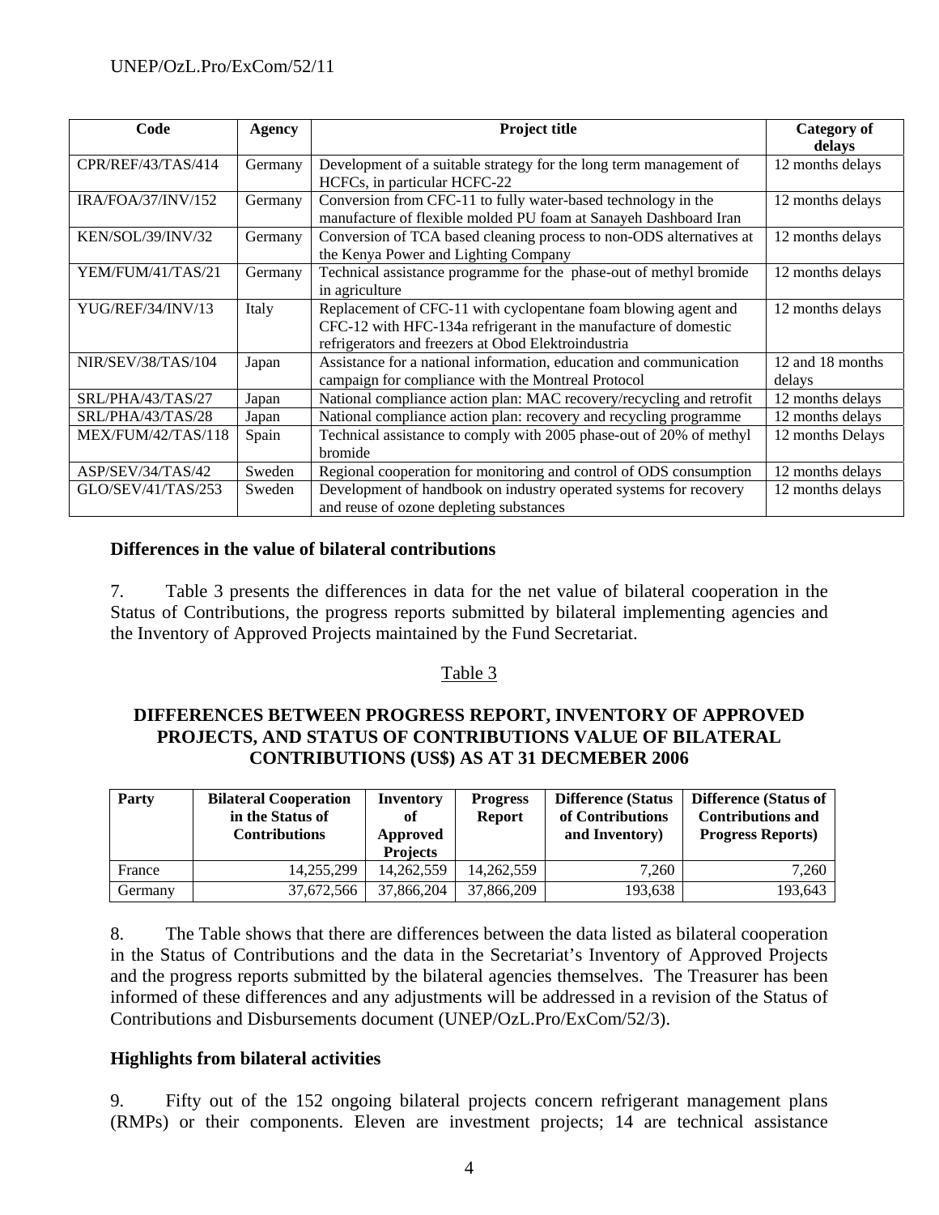| Code | Agency | Project title | Category of delays |
|---|---|---|---|
| CPR/REF/43/TAS/414 | Germany | Development of a suitable strategy for the long term management of HCFCs, in particular HCFC-22 | 12 months delays |
| IRA/FOA/37/INV/152 | Germany | Conversion from CFC-11 to fully water-based technology in the manufacture of flexible molded PU foam at Sanayeh Dashboard Iran | 12 months delays |
| KEN/SOL/39/INV/32 | Germany | Conversion of TCA based cleaning process to non-ODS alternatives at the Kenya Power and Lighting Company | 12 months delays |
| YEM/FUM/41/TAS/21 | Germany | Technical assistance programme for the phase-out of methyl bromide in agriculture | 12 months delays |
| YUG/REF/34/INV/13 | Italy | Replacement of CFC-11 with cyclopentane foam blowing agent and CFC-12 with HFC-134a refrigerant in the manufacture of domestic refrigerators and freezers at Obod Elektroindustria | 12 months delays |
| NIR/SEV/38/TAS/104 | Japan | Assistance for a national information, education and communication campaign for compliance with the Montreal Protocol | 12 and 18 months delays |
| SRL/PHA/43/TAS/27 | Japan | National compliance action plan: MAC recovery/recycling and retrofit | 12 months delays |
| SRL/PHA/43/TAS/28 | Japan | National compliance action plan: recovery and recycling programme | 12 months delays |
| MEX/FUM/42/TAS/118 | Spain | Technical assistance to comply with 2005 phase-out of 20% of methyl bromide | 12 months Delays |
| ASP/SEV/34/TAS/42 | Sweden | Regional cooperation for monitoring and control of ODS consumption | 12 months delays |
| GLO/SEV/41/TAS/253 | Sweden | Development of handbook on industry operated systems for recovery and reuse of ozone depleting substances | 12 months delays |

### Differences in the value of bilateral contributions

7. Table 3 presents the differences in data for the net value of bilateral cooperation in the Status of Contributions, the progress reports submitted by bilateral implementing agencies and the Inventory of Approved Projects maintained by the Fund Secretariat.

Table 3

**DIFFERENCES BETWEEN PROGRESS REPORT, INVENTORY OF APPROVED PROJECTS, AND STATUS OF CONTRIBUTIONS VALUE OF BILATERAL CONTRIBUTIONS (US$) AS AT 31 DECMEBER 2006**

| Party | Bilateral Cooperation in the Status of Contributions | Inventory of Approved Projects | Progress Report | Difference (Status of Contributions and Inventory) | Difference (Status of Contributions and Progress Reports) |
|---|---|---|---|---|---|
| France | 14,255,299 | 14,262,559 | 14,262,559 | 7,260 | 7,260 |
| Germany | 37,672,566 | 37,866,204 | 37,866,209 | 193,638 | 193,643 |

8. The Table shows that there are differences between the data listed as bilateral cooperation in the Status of Contributions and the data in the Secretariat's Inventory of Approved Projects and the progress reports submitted by the bilateral agencies themselves. The Treasurer has been informed of these differences and any adjustments will be addressed in a revision of the Status of Contributions and Disbursements document (UNEP/OzL.Pro/ExCom/52/3).

### Highlights from bilateral activities

9. Fifty out of the 152 ongoing bilateral projects concern refrigerant management plans (RMPs) or their components. Eleven are investment projects; 14 are technical assistance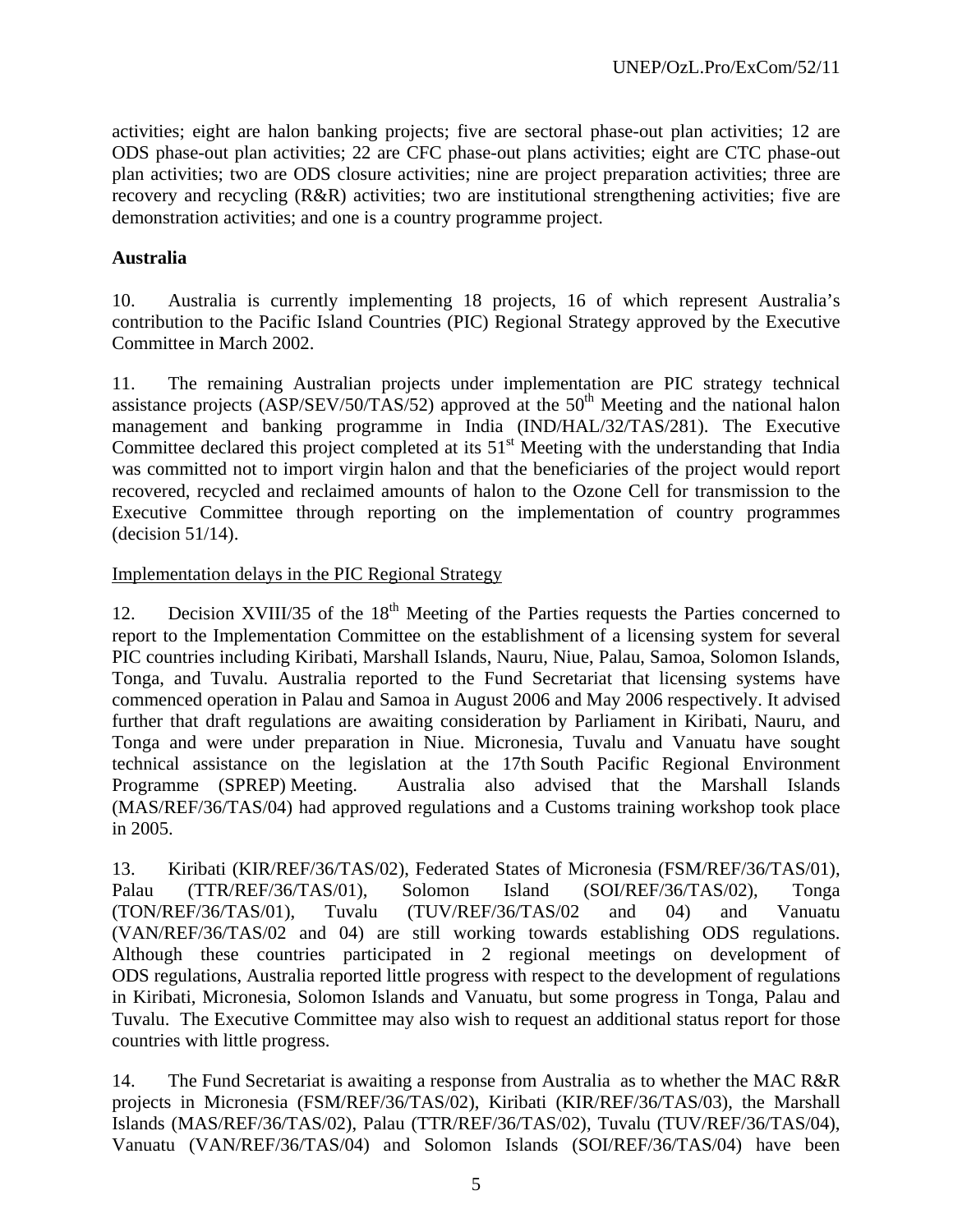activities; eight are halon banking projects; five are sectoral phase-out plan activities; 12 are ODS phase-out plan activities; 22 are CFC phase-out plans activities; eight are CTC phase-out plan activities; two are ODS closure activities; nine are project preparation activities; three are recovery and recycling (R&R) activities; two are institutional strengthening activities; five are demonstration activities; and one is a country programme project.

**Australia**

10. Australia is currently implementing 18 projects, 16 of which represent Australia's contribution to the Pacific Island Countries (PIC) Regional Strategy approved by the Executive Committee in March 2002.

11. The remaining Australian projects under implementation are PIC strategy technical assistance projects (ASP/SEV/50/TAS/52) approved at the 50th Meeting and the national halon management and banking programme in India (IND/HAL/32/TAS/281). The Executive Committee declared this project completed at its 51st Meeting with the understanding that India was committed not to import virgin halon and that the beneficiaries of the project would report recovered, recycled and reclaimed amounts of halon to the Ozone Cell for transmission to the Executive Committee through reporting on the implementation of country programmes (decision 51/14).

Implementation delays in the PIC Regional Strategy

12. Decision XVIII/35 of the 18th Meeting of the Parties requests the Parties concerned to report to the Implementation Committee on the establishment of a licensing system for several PIC countries including Kiribati, Marshall Islands, Nauru, Niue, Palau, Samoa, Solomon Islands, Tonga, and Tuvalu. Australia reported to the Fund Secretariat that licensing systems have commenced operation in Palau and Samoa in August 2006 and May 2006 respectively. It advised further that draft regulations are awaiting consideration by Parliament in Kiribati, Nauru, and Tonga and were under preparation in Niue. Micronesia, Tuvalu and Vanuatu have sought technical assistance on the legislation at the 17th South Pacific Regional Environment Programme (SPREP) Meeting. Australia also advised that the Marshall Islands (MAS/REF/36/TAS/04) had approved regulations and a Customs training workshop took place in 2005.

13. Kiribati (KIR/REF/36/TAS/02), Federated States of Micronesia (FSM/REF/36/TAS/01), Palau (TTR/REF/36/TAS/01), Solomon Island (SOI/REF/36/TAS/02), Tonga (TON/REF/36/TAS/01), Tuvalu (TUV/REF/36/TAS/02 and 04) and Vanuatu (VAN/REF/36/TAS/02 and 04) are still working towards establishing ODS regulations. Although these countries participated in 2 regional meetings on development of ODS regulations, Australia reported little progress with respect to the development of regulations in Kiribati, Micronesia, Solomon Islands and Vanuatu, but some progress in Tonga, Palau and Tuvalu. The Executive Committee may also wish to request an additional status report for those countries with little progress.

14. The Fund Secretariat is awaiting a response from Australia as to whether the MAC R&R projects in Micronesia (FSM/REF/36/TAS/02), Kiribati (KIR/REF/36/TAS/03), the Marshall Islands (MAS/REF/36/TAS/02), Palau (TTR/REF/36/TAS/02), Tuvalu (TUV/REF/36/TAS/04), Vanuatu (VAN/REF/36/TAS/04) and Solomon Islands (SOI/REF/36/TAS/04) have been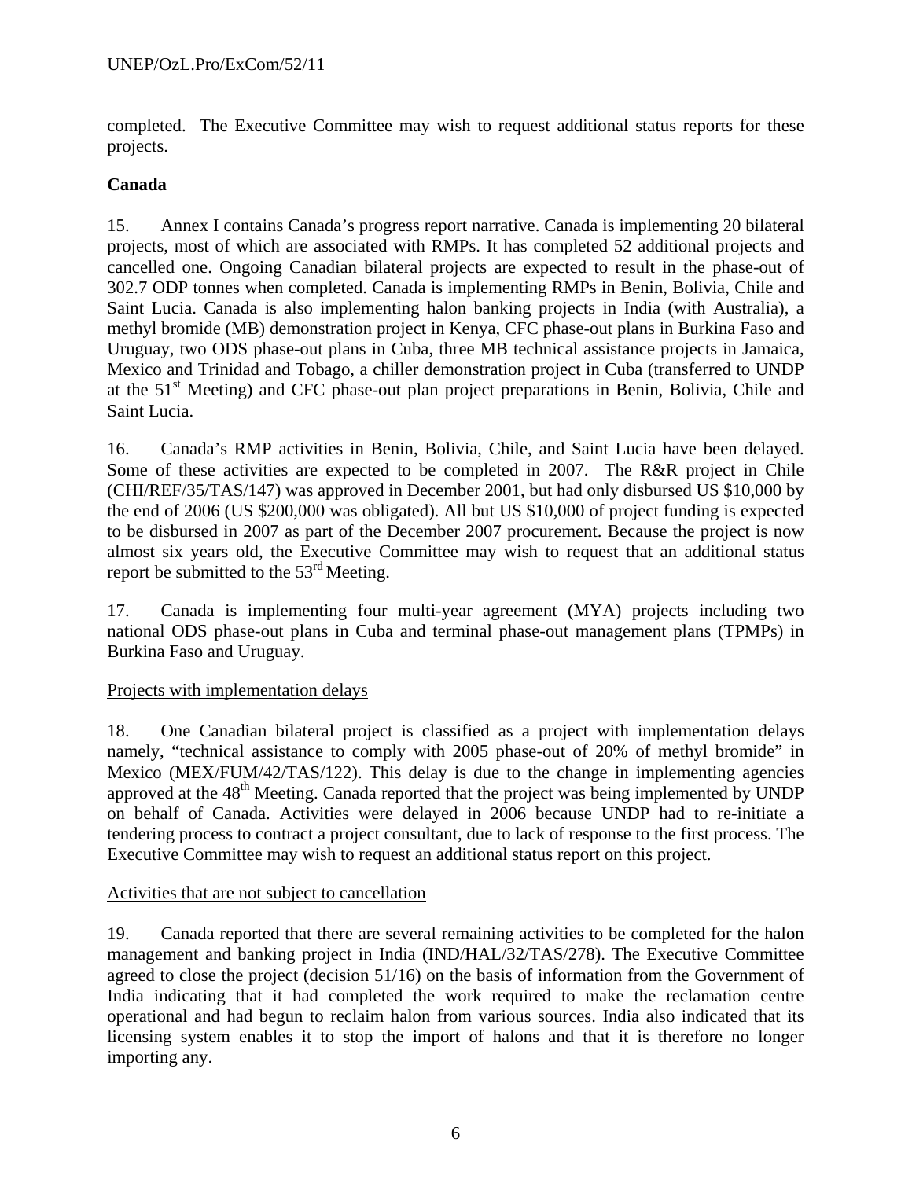completed. The Executive Committee may wish to request additional status reports for these projects.

**Canada**

15. Annex I contains Canada's progress report narrative. Canada is implementing 20 bilateral projects, most of which are associated with RMPs. It has completed 52 additional projects and cancelled one. Ongoing Canadian bilateral projects are expected to result in the phase-out of 302.7 ODP tonnes when completed. Canada is implementing RMPs in Benin, Bolivia, Chile and Saint Lucia. Canada is also implementing halon banking projects in India (with Australia), a methyl bromide (MB) demonstration project in Kenya, CFC phase-out plans in Burkina Faso and Uruguay, two ODS phase-out plans in Cuba, three MB technical assistance projects in Jamaica, Mexico and Trinidad and Tobago, a chiller demonstration project in Cuba (transferred to UNDP at the 51st Meeting) and CFC phase-out plan project preparations in Benin, Bolivia, Chile and Saint Lucia.

16. Canada's RMP activities in Benin, Bolivia, Chile, and Saint Lucia have been delayed. Some of these activities are expected to be completed in 2007. The R&R project in Chile (CHI/REF/35/TAS/147) was approved in December 2001, but had only disbursed US $10,000 by the end of 2006 (US $200,000 was obligated). All but US $10,000 of project funding is expected to be disbursed in 2007 as part of the December 2007 procurement. Because the project is now almost six years old, the Executive Committee may wish to request that an additional status report be submitted to the 53rd Meeting.

17. Canada is implementing four multi-year agreement (MYA) projects including two national ODS phase-out plans in Cuba and terminal phase-out management plans (TPMPs) in Burkina Faso and Uruguay.

Projects with implementation delays

18. One Canadian bilateral project is classified as a project with implementation delays namely, "technical assistance to comply with 2005 phase-out of 20% of methyl bromide" in Mexico (MEX/FUM/42/TAS/122). This delay is due to the change in implementing agencies approved at the 48th Meeting. Canada reported that the project was being implemented by UNDP on behalf of Canada. Activities were delayed in 2006 because UNDP had to re-initiate a tendering process to contract a project consultant, due to lack of response to the first process. The Executive Committee may wish to request an additional status report on this project.

Activities that are not subject to cancellation

19. Canada reported that there are several remaining activities to be completed for the halon management and banking project in India (IND/HAL/32/TAS/278). The Executive Committee agreed to close the project (decision 51/16) on the basis of information from the Government of India indicating that it had completed the work required to make the reclamation centre operational and had begun to reclaim halon from various sources. India also indicated that its licensing system enables it to stop the import of halons and that it is therefore no longer importing any.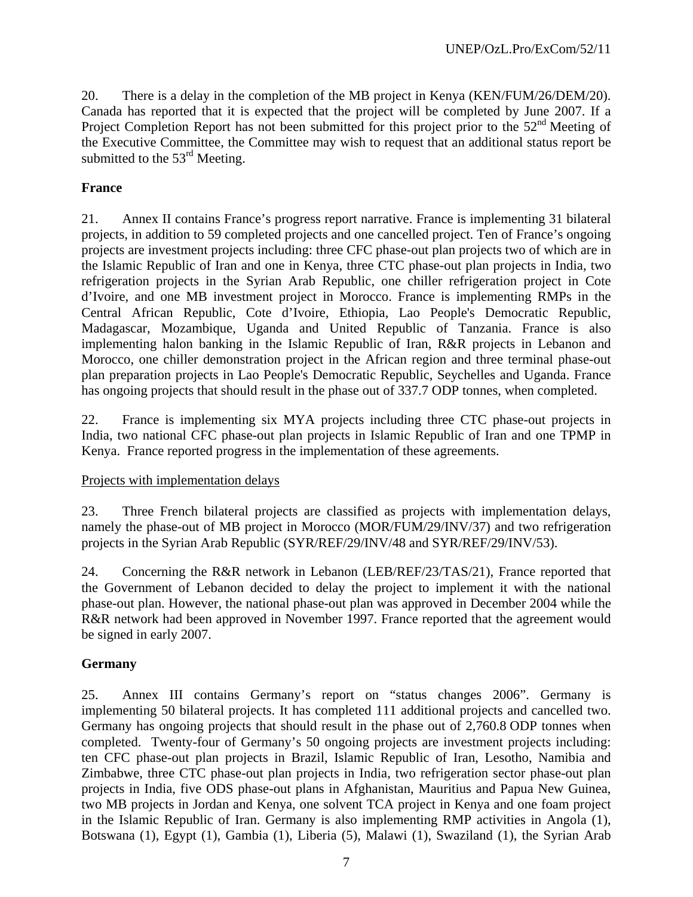20. There is a delay in the completion of the MB project in Kenya (KEN/FUM/26/DEM/20). Canada has reported that it is expected that the project will be completed by June 2007. If a Project Completion Report has not been submitted for this project prior to the 52nd Meeting of the Executive Committee, the Committee may wish to request that an additional status report be submitted to the 53rd Meeting.

**France**

21. Annex II contains France's progress report narrative. France is implementing 31 bilateral projects, in addition to 59 completed projects and one cancelled project. Ten of France's ongoing projects are investment projects including: three CFC phase-out plan projects two of which are in the Islamic Republic of Iran and one in Kenya, three CTC phase-out plan projects in India, two refrigeration projects in the Syrian Arab Republic, one chiller refrigeration project in Cote d'Ivoire, and one MB investment project in Morocco. France is implementing RMPs in the Central African Republic, Cote d'Ivoire, Ethiopia, Lao People's Democratic Republic, Madagascar, Mozambique, Uganda and United Republic of Tanzania. France is also implementing halon banking in the Islamic Republic of Iran, R&R projects in Lebanon and Morocco, one chiller demonstration project in the African region and three terminal phase-out plan preparation projects in Lao People's Democratic Republic, Seychelles and Uganda. France has ongoing projects that should result in the phase out of 337.7 ODP tonnes, when completed.

22. France is implementing six MYA projects including three CTC phase-out projects in India, two national CFC phase-out plan projects in Islamic Republic of Iran and one TPMP in Kenya. France reported progress in the implementation of these agreements.

Projects with implementation delays

23. Three French bilateral projects are classified as projects with implementation delays, namely the phase-out of MB project in Morocco (MOR/FUM/29/INV/37) and two refrigeration projects in the Syrian Arab Republic (SYR/REF/29/INV/48 and SYR/REF/29/INV/53).

24. Concerning the R&R network in Lebanon (LEB/REF/23/TAS/21), France reported that the Government of Lebanon decided to delay the project to implement it with the national phase-out plan. However, the national phase-out plan was approved in December 2004 while the R&R network had been approved in November 1997. France reported that the agreement would be signed in early 2007.

**Germany**

25. Annex III contains Germany's report on "status changes 2006". Germany is implementing 50 bilateral projects. It has completed 111 additional projects and cancelled two. Germany has ongoing projects that should result in the phase out of 2,760.8 ODP tonnes when completed. Twenty-four of Germany's 50 ongoing projects are investment projects including: ten CFC phase-out plan projects in Brazil, Islamic Republic of Iran, Lesotho, Namibia and Zimbabwe, three CTC phase-out plan projects in India, two refrigeration sector phase-out plan projects in India, five ODS phase-out plans in Afghanistan, Mauritius and Papua New Guinea, two MB projects in Jordan and Kenya, one solvent TCA project in Kenya and one foam project in the Islamic Republic of Iran. Germany is also implementing RMP activities in Angola (1), Botswana (1), Egypt (1), Gambia (1), Liberia (5), Malawi (1), Swaziland (1), the Syrian Arab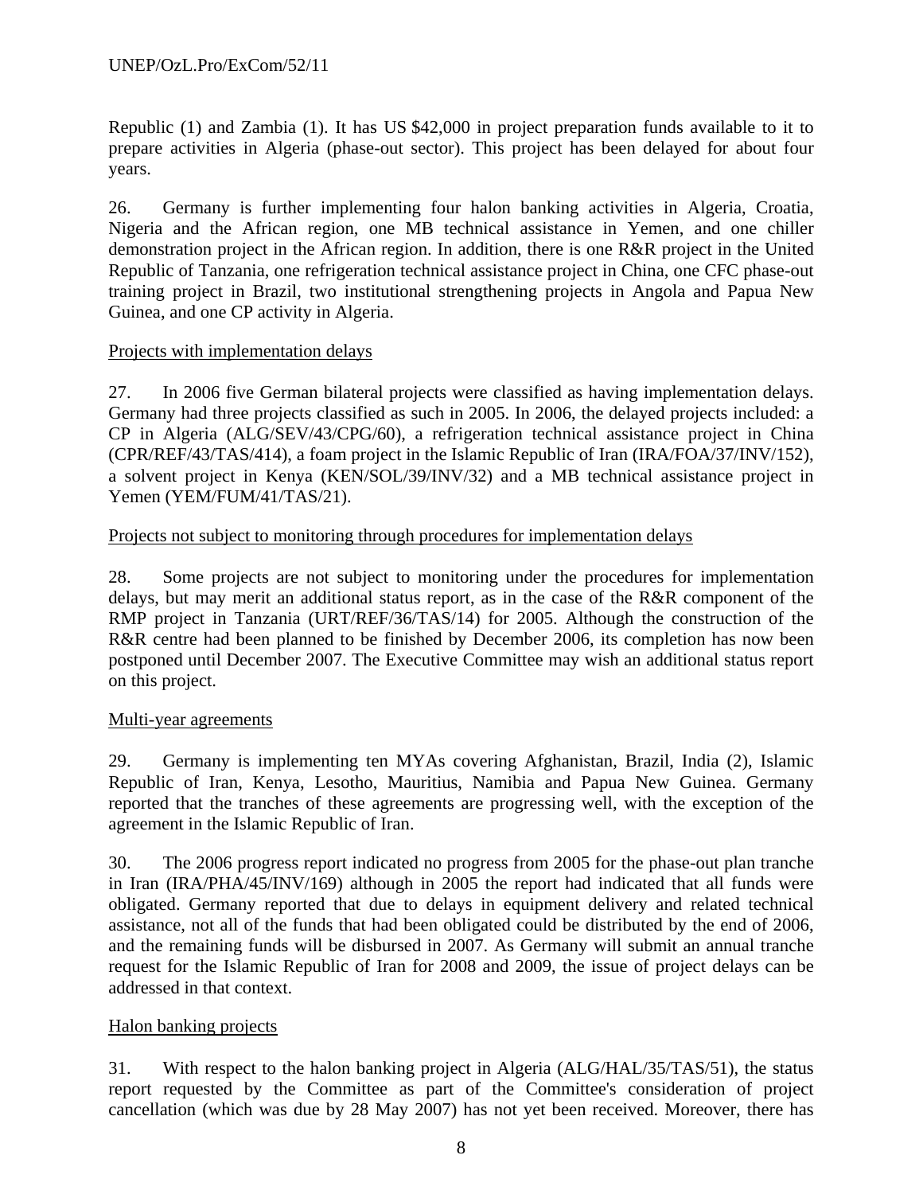Republic (1) and Zambia (1). It has US $42,000 in project preparation funds available to it to prepare activities in Algeria (phase-out sector). This project has been delayed for about four years.

26. Germany is further implementing four halon banking activities in Algeria, Croatia, Nigeria and the African region, one MB technical assistance in Yemen, and one chiller demonstration project in the African region. In addition, there is one R&R project in the United Republic of Tanzania, one refrigeration technical assistance project in China, one CFC phase-out training project in Brazil, two institutional strengthening projects in Angola and Papua New Guinea, and one CP activity in Algeria.

<u>Projects with implementation delays</u>

27. In 2006 five German bilateral projects were classified as having implementation delays. Germany had three projects classified as such in 2005. In 2006, the delayed projects included: a CP in Algeria (ALG/SEV/43/CPG/60), a refrigeration technical assistance project in China (CPR/REF/43/TAS/414), a foam project in the Islamic Republic of Iran (IRA/FOA/37/INV/152), a solvent project in Kenya (KEN/SOL/39/INV/32) and a MB technical assistance project in Yemen (YEM/FUM/41/TAS/21).

<u>Projects not subject to monitoring through procedures for implementation delays</u>

28. Some projects are not subject to monitoring under the procedures for implementation delays, but may merit an additional status report, as in the case of the R&R component of the RMP project in Tanzania (URT/REF/36/TAS/14) for 2005. Although the construction of the R&R centre had been planned to be finished by December 2006, its completion has now been postponed until December 2007. The Executive Committee may wish an additional status report on this project.

<u>Multi-year agreements</u>

29. Germany is implementing ten MYAs covering Afghanistan, Brazil, India (2), Islamic Republic of Iran, Kenya, Lesotho, Mauritius, Namibia and Papua New Guinea. Germany reported that the tranches of these agreements are progressing well, with the exception of the agreement in the Islamic Republic of Iran.

30. The 2006 progress report indicated no progress from 2005 for the phase-out plan tranche in Iran (IRA/PHA/45/INV/169) although in 2005 the report had indicated that all funds were obligated. Germany reported that due to delays in equipment delivery and related technical assistance, not all of the funds that had been obligated could be distributed by the end of 2006, and the remaining funds will be disbursed in 2007. As Germany will submit an annual tranche request for the Islamic Republic of Iran for 2008 and 2009, the issue of project delays can be addressed in that context.

<u>Halon banking projects</u>

31. With respect to the halon banking project in Algeria (ALG/HAL/35/TAS/51), the status report requested by the Committee as part of the Committee's consideration of project cancellation (which was due by 28 May 2007) has not yet been received. Moreover, there has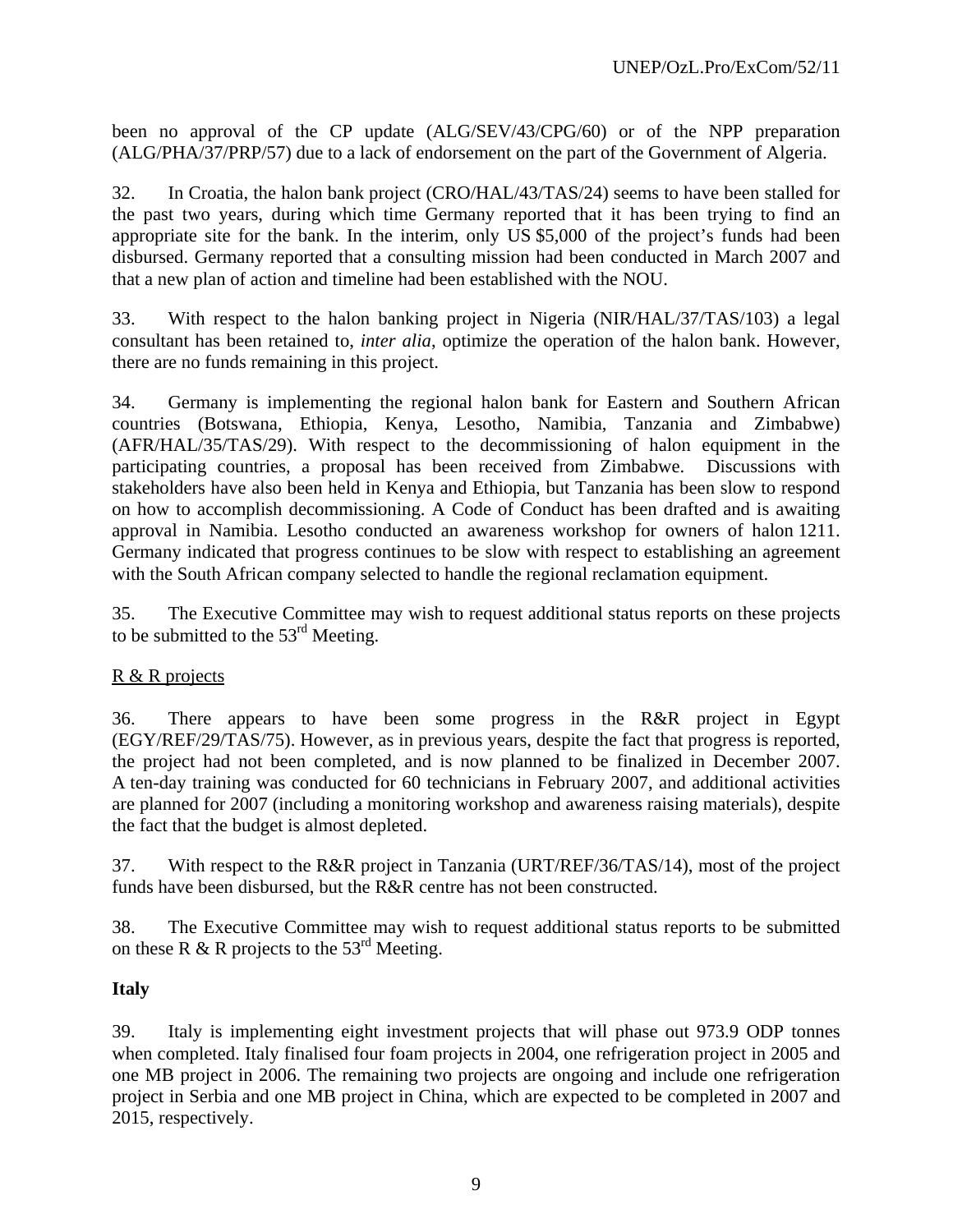been no approval of the CP update (ALG/SEV/43/CPG/60) or of the NPP preparation (ALG/PHA/37/PRP/57) due to a lack of endorsement on the part of the Government of Algeria.

32. In Croatia, the halon bank project (CRO/HAL/43/TAS/24) seems to have been stalled for the past two years, during which time Germany reported that it has been trying to find an appropriate site for the bank. In the interim, only US $5,000 of the project's funds had been disbursed. Germany reported that a consulting mission had been conducted in March 2007 and that a new plan of action and timeline had been established with the NOU.

33. With respect to the halon banking project in Nigeria (NIR/HAL/37/TAS/103) a legal consultant has been retained to, *inter alia*, optimize the operation of the halon bank. However, there are no funds remaining in this project.

34. Germany is implementing the regional halon bank for Eastern and Southern African countries (Botswana, Ethiopia, Kenya, Lesotho, Namibia, Tanzania and Zimbabwe) (AFR/HAL/35/TAS/29). With respect to the decommissioning of halon equipment in the participating countries, a proposal has been received from Zimbabwe. Discussions with stakeholders have also been held in Kenya and Ethiopia, but Tanzania has been slow to respond on how to accomplish decommissioning. A Code of Conduct has been drafted and is awaiting approval in Namibia. Lesotho conducted an awareness workshop for owners of halon 1211. Germany indicated that progress continues to be slow with respect to establishing an agreement with the South African company selected to handle the regional reclamation equipment.

35. The Executive Committee may wish to request additional status reports on these projects to be submitted to the 53rd Meeting.

<u>R & R projects</u>

36. There appears to have been some progress in the R&R project in Egypt (EGY/REF/29/TAS/75). However, as in previous years, despite the fact that progress is reported, the project had not been completed, and is now planned to be finalized in December 2007. A ten-day training was conducted for 60 technicians in February 2007, and additional activities are planned for 2007 (including a monitoring workshop and awareness raising materials), despite the fact that the budget is almost depleted.

37. With respect to the R&R project in Tanzania (URT/REF/36/TAS/14), most of the project funds have been disbursed, but the R&R centre has not been constructed.

38. The Executive Committee may wish to request additional status reports to be submitted on these R & R projects to the 53rd Meeting.

**Italy**

39. Italy is implementing eight investment projects that will phase out 973.9 ODP tonnes when completed. Italy finalised four foam projects in 2004, one refrigeration project in 2005 and one MB project in 2006. The remaining two projects are ongoing and include one refrigeration project in Serbia and one MB project in China, which are expected to be completed in 2007 and 2015, respectively.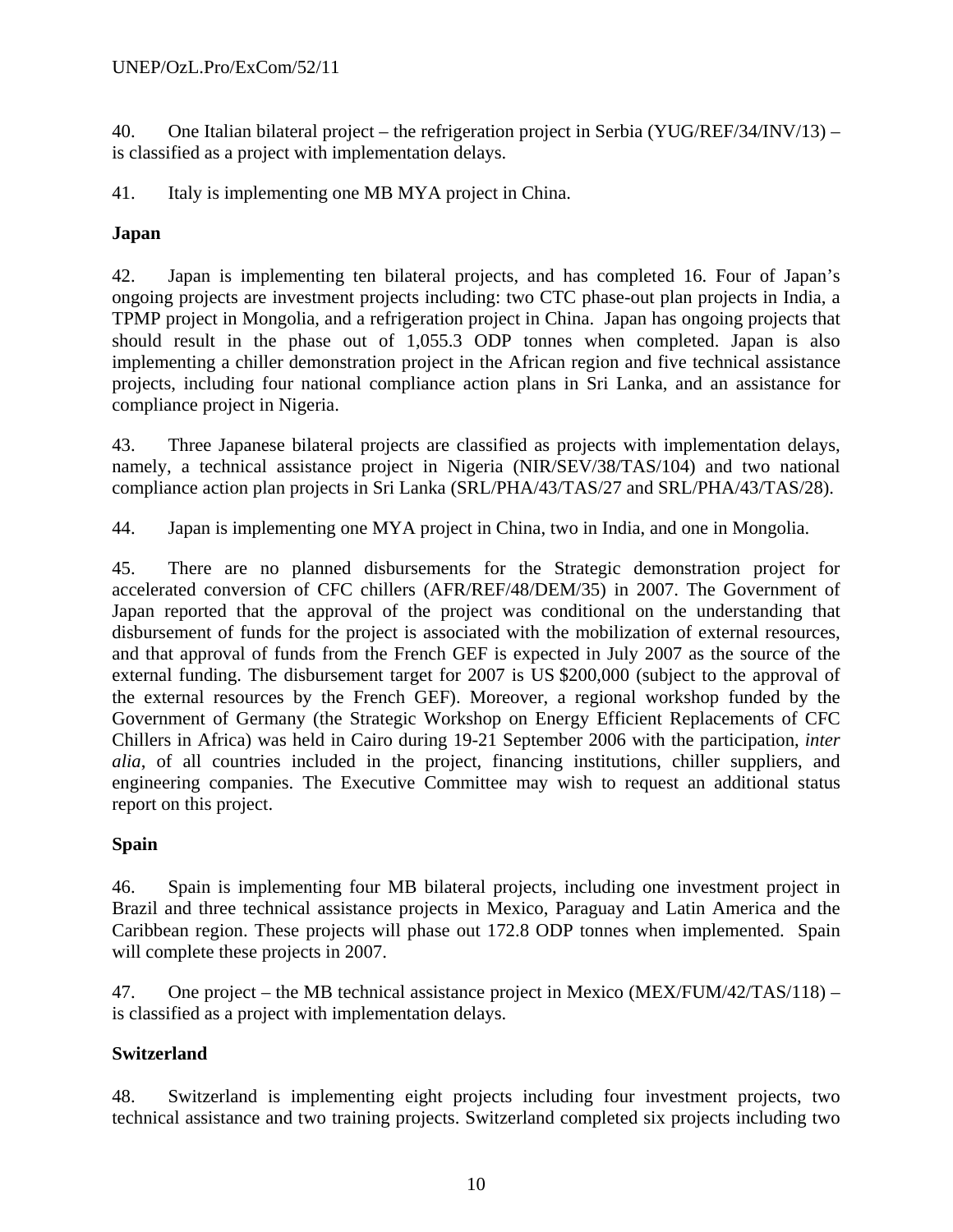40. One Italian bilateral project – the refrigeration project in Serbia (YUG/REF/34/INV/13) – is classified as a project with implementation delays.

41. Italy is implementing one MB MYA project in China.

**Japan**

42. Japan is implementing ten bilateral projects, and has completed 16. Four of Japan's ongoing projects are investment projects including: two CTC phase-out plan projects in India, a TPMP project in Mongolia, and a refrigeration project in China. Japan has ongoing projects that should result in the phase out of 1,055.3 ODP tonnes when completed. Japan is also implementing a chiller demonstration project in the African region and five technical assistance projects, including four national compliance action plans in Sri Lanka, and an assistance for compliance project in Nigeria.

43. Three Japanese bilateral projects are classified as projects with implementation delays, namely, a technical assistance project in Nigeria (NIR/SEV/38/TAS/104) and two national compliance action plan projects in Sri Lanka (SRL/PHA/43/TAS/27 and SRL/PHA/43/TAS/28).

44. Japan is implementing one MYA project in China, two in India, and one in Mongolia.

45. There are no planned disbursements for the Strategic demonstration project for accelerated conversion of CFC chillers (AFR/REF/48/DEM/35) in 2007. The Government of Japan reported that the approval of the project was conditional on the understanding that disbursement of funds for the project is associated with the mobilization of external resources, and that approval of funds from the French GEF is expected in July 2007 as the source of the external funding. The disbursement target for 2007 is US $200,000 (subject to the approval of the external resources by the French GEF). Moreover, a regional workshop funded by the Government of Germany (the Strategic Workshop on Energy Efficient Replacements of CFC Chillers in Africa) was held in Cairo during 19-21 September 2006 with the participation, *inter alia*, of all countries included in the project, financing institutions, chiller suppliers, and engineering companies. The Executive Committee may wish to request an additional status report on this project.

**Spain**

46. Spain is implementing four MB bilateral projects, including one investment project in Brazil and three technical assistance projects in Mexico, Paraguay and Latin America and the Caribbean region. These projects will phase out 172.8 ODP tonnes when implemented. Spain will complete these projects in 2007.

47. One project – the MB technical assistance project in Mexico (MEX/FUM/42/TAS/118) – is classified as a project with implementation delays.

**Switzerland**

48. Switzerland is implementing eight projects including four investment projects, two technical assistance and two training projects. Switzerland completed six projects including two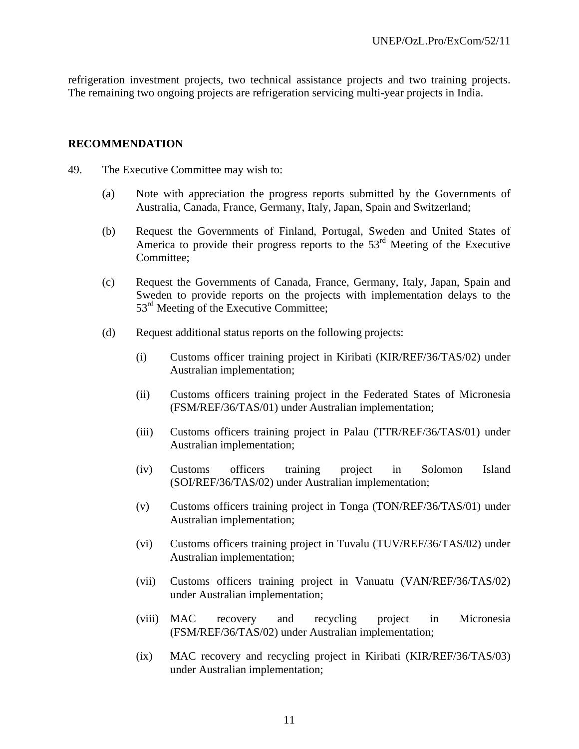refrigeration investment projects, two technical assistance projects and two training projects. The remaining two ongoing projects are refrigeration servicing multi-year projects in India.

**RECOMMENDATION**

49. The Executive Committee may wish to:

(a) Note with appreciation the progress reports submitted by the Governments of Australia, Canada, France, Germany, Italy, Japan, Spain and Switzerland;

(b) Request the Governments of Finland, Portugal, Sweden and United States of America to provide their progress reports to the 53rd Meeting of the Executive Committee;

(c) Request the Governments of Canada, France, Germany, Italy, Japan, Spain and Sweden to provide reports on the projects with implementation delays to the 53rd Meeting of the Executive Committee;

(d) Request additional status reports on the following projects:

(i) Customs officer training project in Kiribati (KIR/REF/36/TAS/02) under Australian implementation;

(ii) Customs officers training project in the Federated States of Micronesia (FSM/REF/36/TAS/01) under Australian implementation;

(iii) Customs officers training project in Palau (TTR/REF/36/TAS/01) under Australian implementation;

(iv) Customs officers training project in Solomon Island (SOI/REF/36/TAS/02) under Australian implementation;

(v) Customs officers training project in Tonga (TON/REF/36/TAS/01) under Australian implementation;

(vi) Customs officers training project in Tuvalu (TUV/REF/36/TAS/02) under Australian implementation;

(vii) Customs officers training project in Vanuatu (VAN/REF/36/TAS/02) under Australian implementation;

(viii) MAC recovery and recycling project in Micronesia (FSM/REF/36/TAS/02) under Australian implementation;

(ix) MAC recovery and recycling project in Kiribati (KIR/REF/36/TAS/03) under Australian implementation;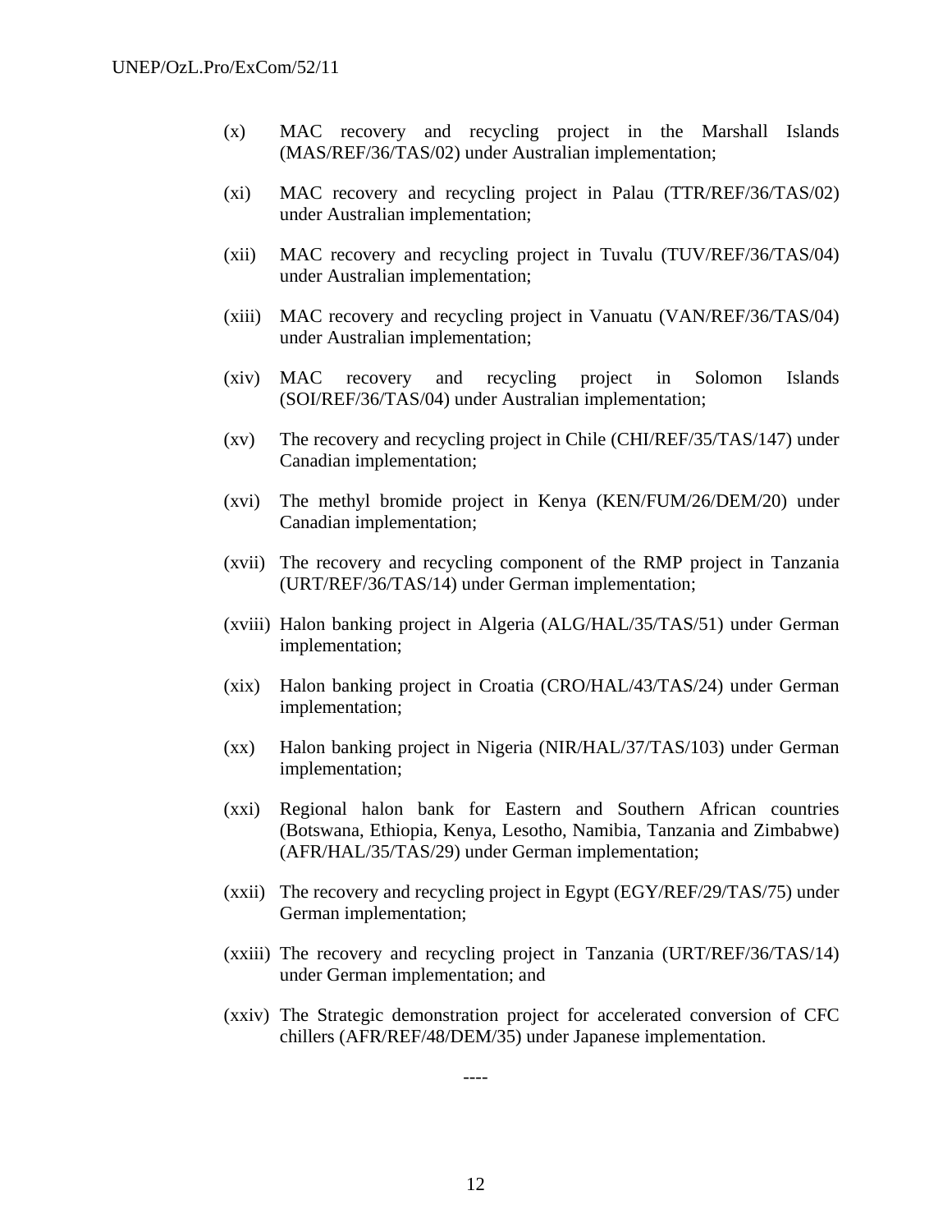(x) MAC recovery and recycling project in the Marshall Islands (MAS/REF/36/TAS/02) under Australian implementation;

(xi) MAC recovery and recycling project in Palau (TTR/REF/36/TAS/02) under Australian implementation;

(xii) MAC recovery and recycling project in Tuvalu (TUV/REF/36/TAS/04) under Australian implementation;

(xiii) MAC recovery and recycling project in Vanuatu (VAN/REF/36/TAS/04) under Australian implementation;

(xiv) MAC recovery and recycling project in Solomon Islands (SOI/REF/36/TAS/04) under Australian implementation;

(xv) The recovery and recycling project in Chile (CHI/REF/35/TAS/147) under Canadian implementation;

(xvi) The methyl bromide project in Kenya (KEN/FUM/26/DEM/20) under Canadian implementation;

(xvii) The recovery and recycling component of the RMP project in Tanzania (URT/REF/36/TAS/14) under German implementation;

(xviii) Halon banking project in Algeria (ALG/HAL/35/TAS/51) under German implementation;

(xix) Halon banking project in Croatia (CRO/HAL/43/TAS/24) under German implementation;

(xx) Halon banking project in Nigeria (NIR/HAL/37/TAS/103) under German implementation;

(xxi) Regional halon bank for Eastern and Southern African countries (Botswana, Ethiopia, Kenya, Lesotho, Namibia, Tanzania and Zimbabwe) (AFR/HAL/35/TAS/29) under German implementation;

(xxii) The recovery and recycling project in Egypt (EGY/REF/29/TAS/75) under German implementation;

(xxiii) The recovery and recycling project in Tanzania (URT/REF/36/TAS/14) under German implementation; and

(xxiv) The Strategic demonstration project for accelerated conversion of CFC chillers (AFR/REF/48/DEM/35) under Japanese implementation.

----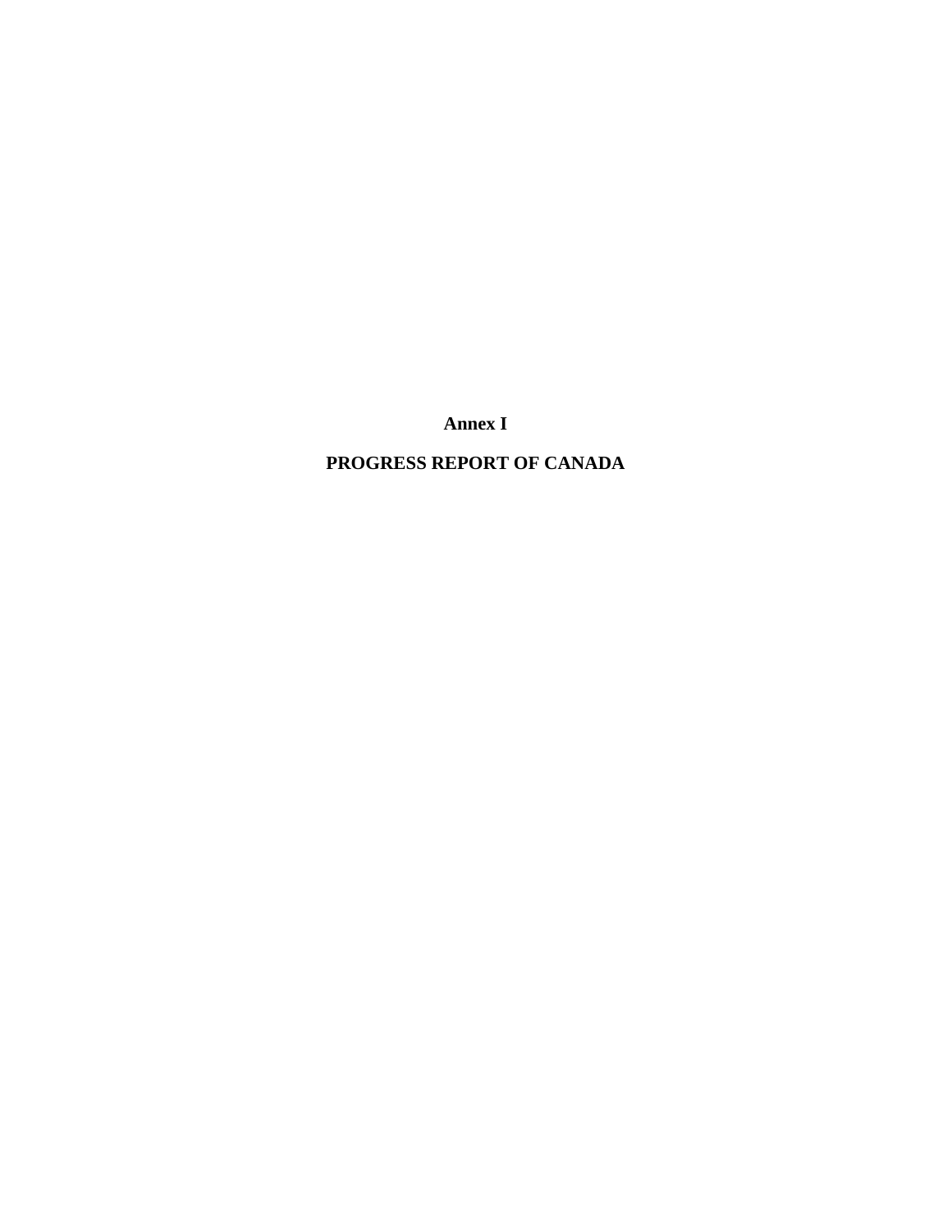# Annex I

# PROGRESS REPORT OF CANADA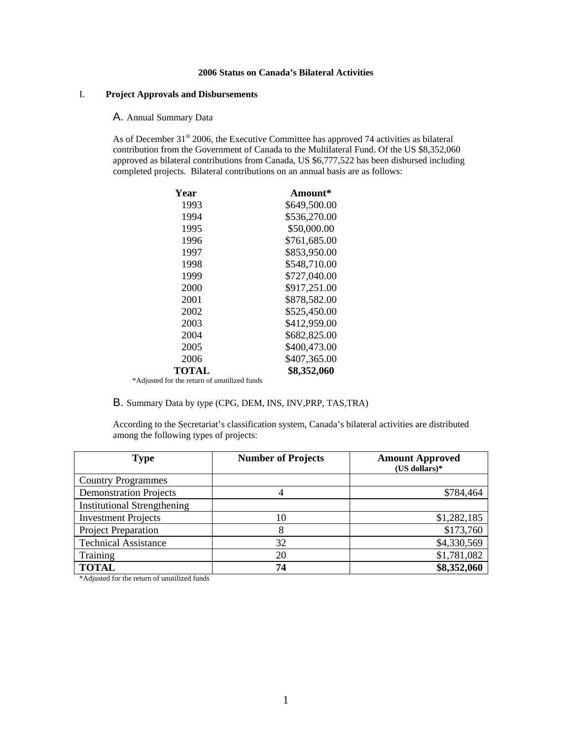**2006 Status on Canada's Bilateral Activities**

## I. Project Approvals and Disbursements

### A. Annual Summary Data

As of December 31[st] 2006, the Executive Committee has approved 74 activities as bilateral contribution from the Government of Canada to the Multilateral Fund. Of the US $8,352,060 approved as bilateral contributions from Canada, US $6,777,522 has been disbursed including completed projects. Bilateral contributions on an annual basis are as follows:

| Year | Amount* |
|---|---|
| 1993 | $649,500.00 |
| 1994 | $536,270.00 |
| 1995 | $50,000.00 |
| 1996 | $761,685.00 |
| 1997 | $853,950.00 |
| 1998 | $548,710.00 |
| 1999 | $727,040.00 |
| 2000 | $917,251.00 |
| 2001 | $878,582.00 |
| 2002 | $525,450.00 |
| 2003 | $412,959.00 |
| 2004 | $682,825.00 |
| 2005 | $400,473.00 |
| 2006 | $407,365.00 |
| **TOTAL** | **$8,352,060** |

*Adjusted for the return of unutilized funds

### B. Summary Data by type (CPG, DEM, INS, INV,PRP, TAS,TRA)

According to the Secretariat's classification system, Canada's bilateral activities are distributed among the following types of projects:

| Type | Number of Projects | Amount Approved (US dollars)* |
|---|---|---|
| Country Programmes | | |
| Demonstration Projects | 4 | $784,464 |
| Institutional Strengthening | | |
| Investment Projects | 10 | $1,282,185 |
| Project Preparation | 8 | $173,760 |
| Technical Assistance | 32 | $4,330,569 |
| Training | 20 | $1,781,082 |
| **TOTAL** | **74** | **$8,352,060** |

*Adjusted for the return of unutilized funds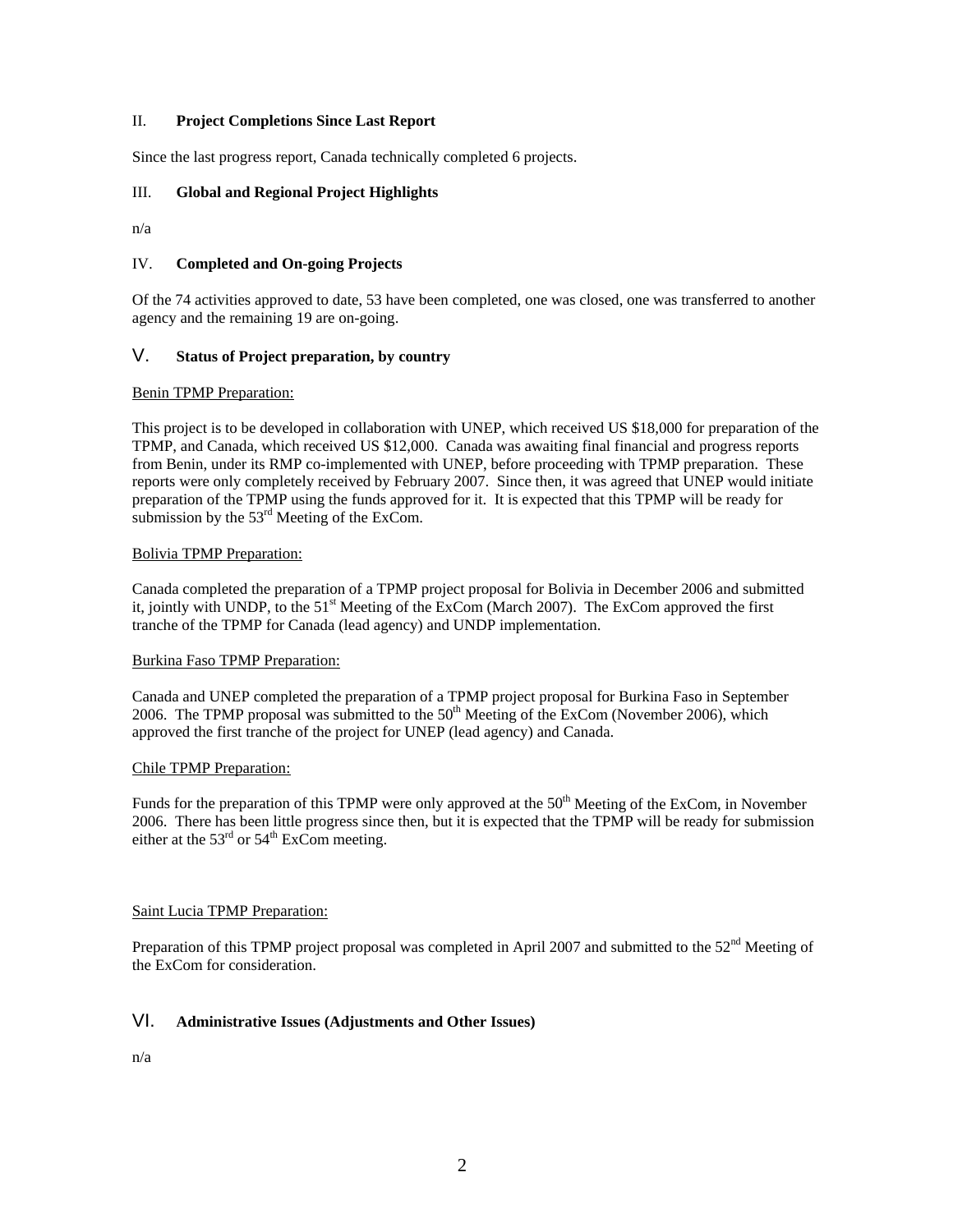## II. **Project Completions Since Last Report**

Since the last progress report, Canada technically completed 6 projects.

## III. **Global and Regional Project Highlights**

n/a

## IV. **Completed and On-going Projects**

Of the 74 activities approved to date, 53 have been completed, one was closed, one was transferred to another agency and the remaining 19 are on-going.

## V. **Status of Project preparation, by country**

Benin TPMP Preparation:

This project is to be developed in collaboration with UNEP, which received US \$18,000 for preparation of the TPMP, and Canada, which received US \$12,000. Canada was awaiting final financial and progress reports from Benin, under its RMP co-implemented with UNEP, before proceeding with TPMP preparation. These reports were only completely received by February 2007. Since then, it was agreed that UNEP would initiate preparation of the TPMP using the funds approved for it. It is expected that this TPMP will be ready for submission by the 53rd Meeting of the ExCom.

Bolivia TPMP Preparation:

Canada completed the preparation of a TPMP project proposal for Bolivia in December 2006 and submitted it, jointly with UNDP, to the 51st Meeting of the ExCom (March 2007). The ExCom approved the first tranche of the TPMP for Canada (lead agency) and UNDP implementation.

Burkina Faso TPMP Preparation:

Canada and UNEP completed the preparation of a TPMP project proposal for Burkina Faso in September 2006. The TPMP proposal was submitted to the 50th Meeting of the ExCom (November 2006), which approved the first tranche of the project for UNEP (lead agency) and Canada.

Chile TPMP Preparation:

Funds for the preparation of this TPMP were only approved at the 50th Meeting of the ExCom, in November 2006. There has been little progress since then, but it is expected that the TPMP will be ready for submission either at the 53rd or 54th ExCom meeting.

Saint Lucia TPMP Preparation:

Preparation of this TPMP project proposal was completed in April 2007 and submitted to the 52nd Meeting of the ExCom for consideration.

## VI. **Administrative Issues (Adjustments and Other Issues)**

n/a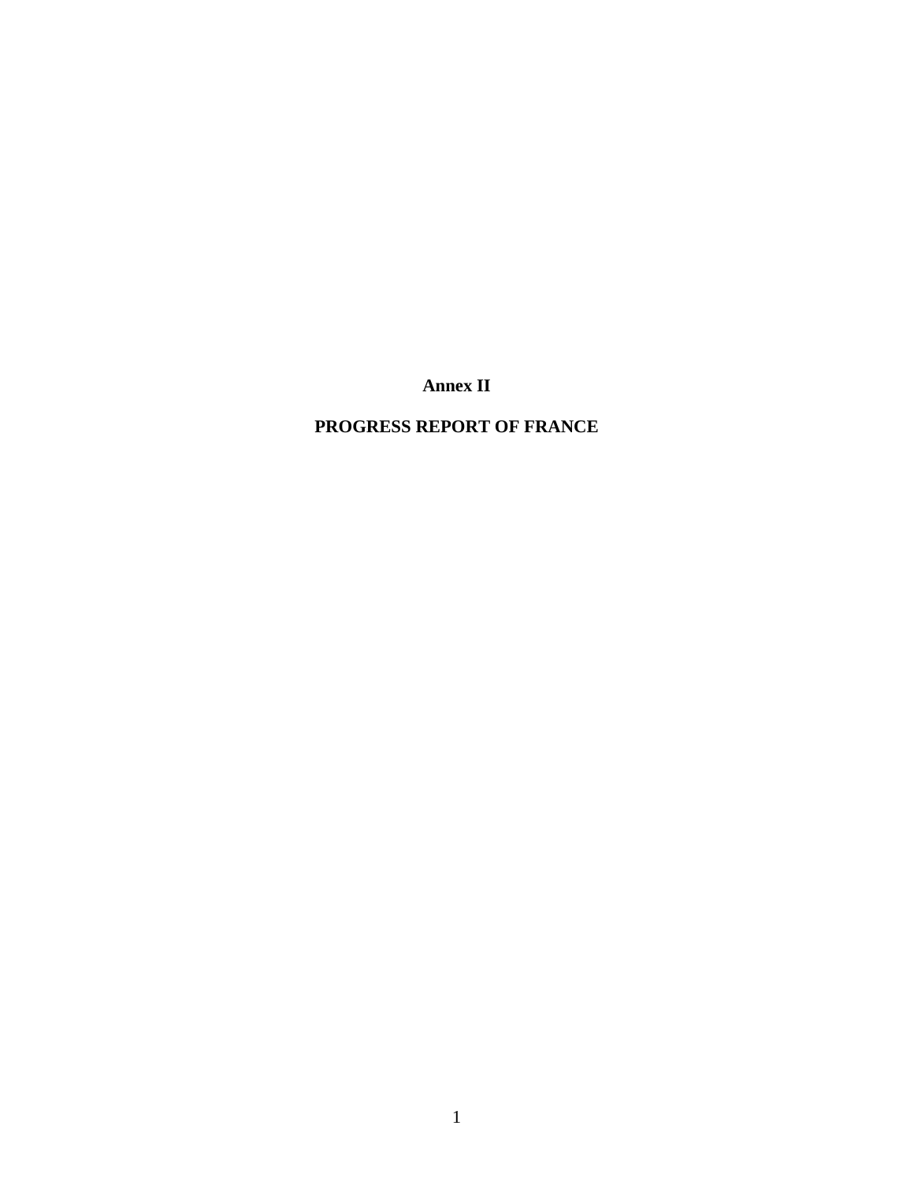**Annex II**

**PROGRESS REPORT OF FRANCE**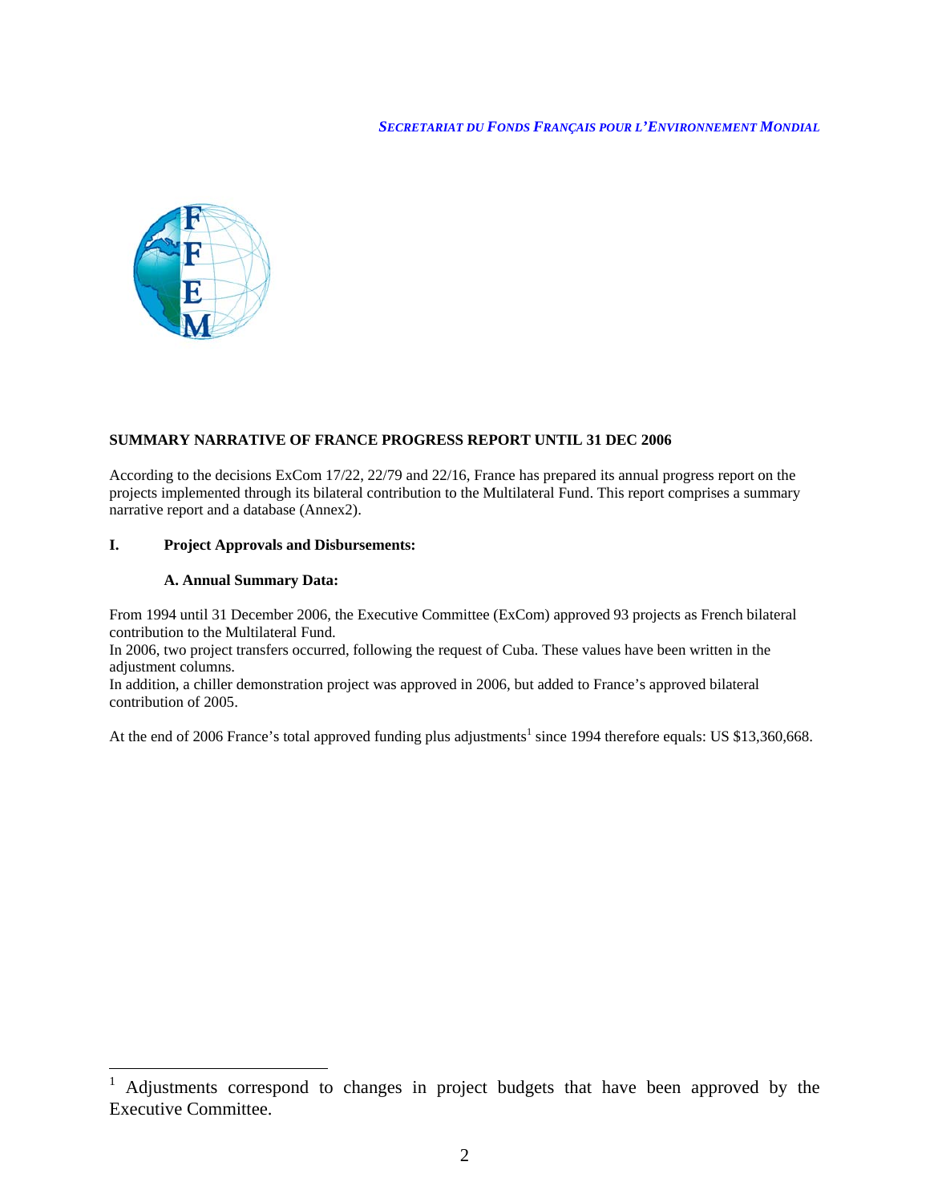*SECRETARIAT DU FONDS FRANÇAIS POUR L'ENVIRONNEMENT MONDIAL*

**SUMMARY NARRATIVE OF FRANCE PROGRESS REPORT UNTIL 31 DEC 2006**

According to the decisions ExCom 17/22, 22/79 and 22/16, France has prepared its annual progress report on the projects implemented through its bilateral contribution to the Multilateral Fund. This report comprises a summary narrative report and a database (Annex2).

## I. Project Approvals and Disbursements:

### A. Annual Summary Data:

From 1994 until 31 December 2006, the Executive Committee (ExCom) approved 93 projects as French bilateral contribution to the Multilateral Fund.
In 2006, two project transfers occurred, following the request of Cuba. These values have been written in the adjustment columns.
In addition, a chiller demonstration project was approved in 2006, but added to France's approved bilateral contribution of 2005.

At the end of 2006 France's total approved funding plus adjustments[1] since 1994 therefore equals: US $13,360,668.

---

[1] Adjustments correspond to changes in project budgets that have been approved by the Executive Committee.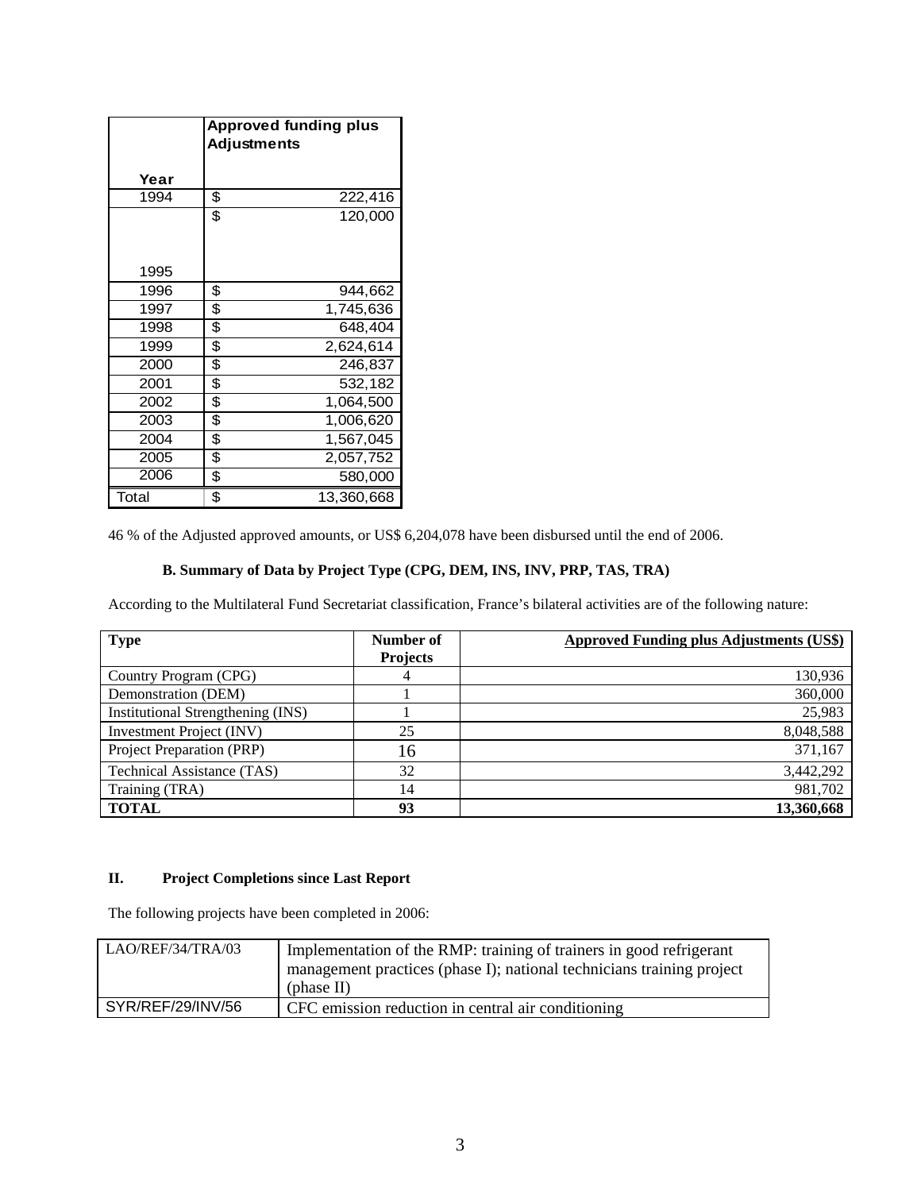| Year | Approved funding plus Adjustments |
|---|---|
| 1994 | $ 222,416 |
| 1995 | $ 120,000 |
| 1996 | $ 944,662 |
| 1997 | $ 1,745,636 |
| 1998 | $ 648,404 |
| 1999 | $ 2,624,614 |
| 2000 | $ 246,837 |
| 2001 | $ 532,182 |
| 2002 | $ 1,064,500 |
| 2003 | $ 1,006,620 |
| 2004 | $ 1,567,045 |
| 2005 | $ 2,057,752 |
| 2006 | $ 580,000 |
| Total | $ 13,360,668 |

46 % of the Adjusted approved amounts, or US$ 6,204,078 have been disbursed until the end of 2006.

### B. Summary of Data by Project Type (CPG, DEM, INS, INV, PRP, TAS, TRA)

According to the Multilateral Fund Secretariat classification, France's bilateral activities are of the following nature:

| Type | Number of Projects | Approved Funding plus Adjustments (US$) |
|---|---|---|
| Country Program (CPG) | 4 | 130,936 |
| Demonstration (DEM) | 1 | 360,000 |
| Institutional Strengthening (INS) | 1 | 25,983 |
| Investment Project (INV) | 25 | 8,048,588 |
| Project Preparation (PRP) | 16 | 371,167 |
| Technical Assistance (TAS) | 32 | 3,442,292 |
| Training (TRA) | 14 | 981,702 |
| **TOTAL** | **93** | **13,360,668** |

## II. Project Completions since Last Report

The following projects have been completed in 2006:

| | |
|---|---|
| LAO/REF/34/TRA/03 | Implementation of the RMP: training of trainers in good refrigerant management practices (phase I); national technicians training project (phase II) |
| SYR/REF/29/INV/56 | CFC emission reduction in central air conditioning |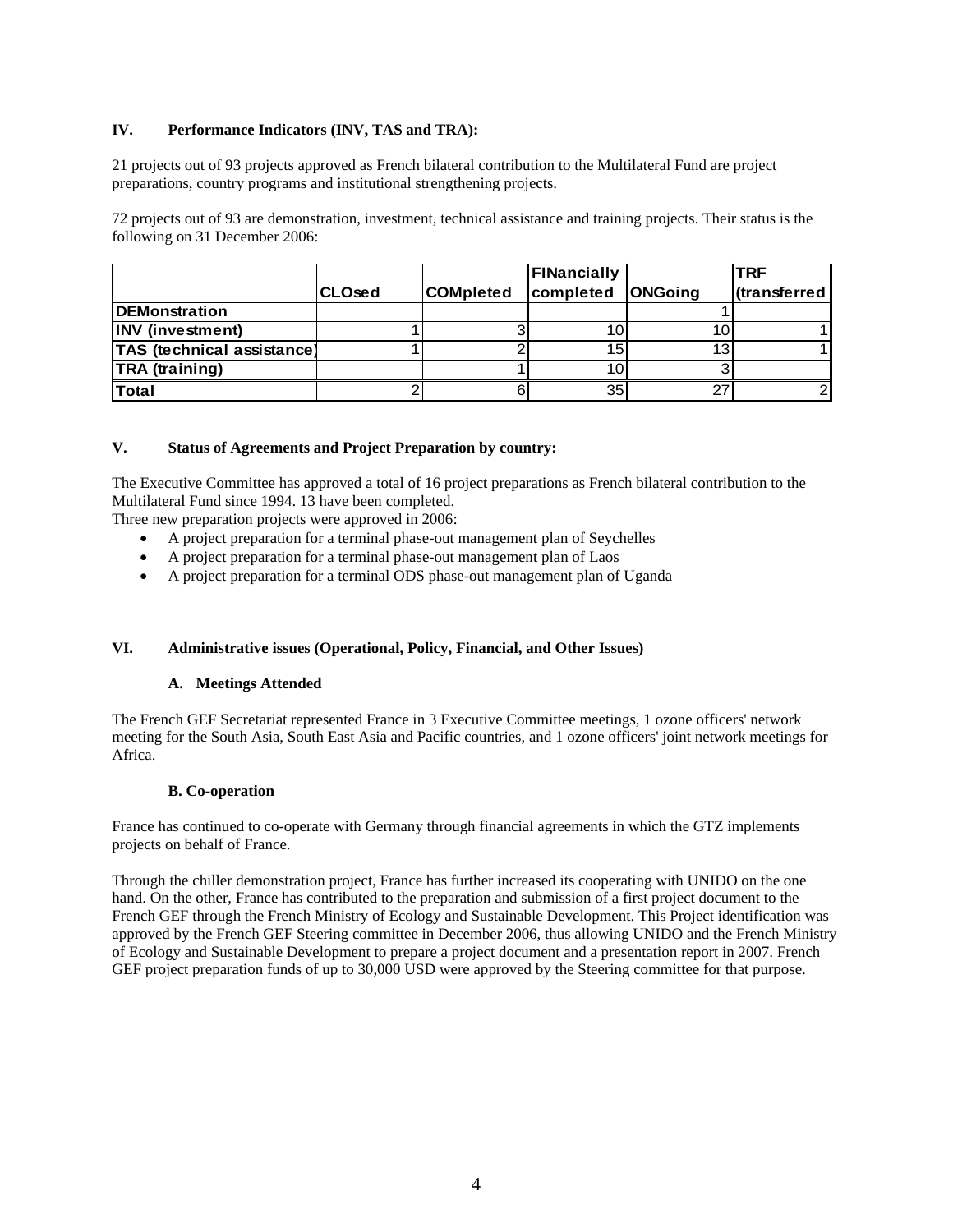## IV. Performance Indicators (INV, TAS and TRA):

21 projects out of 93 projects approved as French bilateral contribution to the Multilateral Fund are project preparations, country programs and institutional strengthening projects.

72 projects out of 93 are demonstration, investment, technical assistance and training projects. Their status is the following on 31 December 2006:

| | CLOsed | COMpleted | FINancially completed | ONGoing | TRF (transferred |
|---|---|---|---|---|---|
| DEMonstration | | | | 1 | |
| INV (investment) | 1 | 3 | 10 | 10 | 1 |
| TAS (technical assistance) | 1 | 2 | 15 | 13 | 1 |
| TRA (training) | | 1 | 10 | 3 | |
| Total | 2 | 6 | 35 | 27 | 2 |

## V. Status of Agreements and Project Preparation by country:

The Executive Committee has approved a total of 16 project preparations as French bilateral contribution to the Multilateral Fund since 1994. 13 have been completed.

Three new preparation projects were approved in 2006:

- A project preparation for a terminal phase-out management plan of Seychelles
- A project preparation for a terminal phase-out management plan of Laos
- A project preparation for a terminal ODS phase-out management plan of Uganda

## VI. Administrative issues (Operational, Policy, Financial, and Other Issues)

### A. Meetings Attended

The French GEF Secretariat represented France in 3 Executive Committee meetings, 1 ozone officers' network meeting for the South Asia, South East Asia and Pacific countries, and 1 ozone officers' joint network meetings for Africa.

### B. Co-operation

France has continued to co-operate with Germany through financial agreements in which the GTZ implements projects on behalf of France.

Through the chiller demonstration project, France has further increased its cooperating with UNIDO on the one hand. On the other, France has contributed to the preparation and submission of a first project document to the French GEF through the French Ministry of Ecology and Sustainable Development. This Project identification was approved by the French GEF Steering committee in December 2006, thus allowing UNIDO and the French Ministry of Ecology and Sustainable Development to prepare a project document and a presentation report in 2007. French GEF project preparation funds of up to 30,000 USD were approved by the Steering committee for that purpose.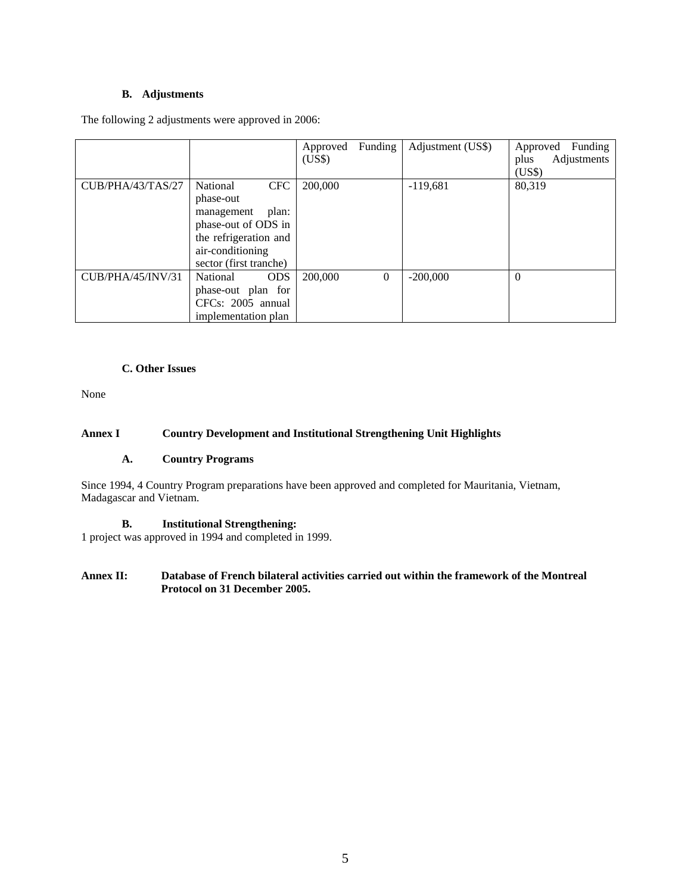### B. Adjustments

The following 2 adjustments were approved in 2006:

| | | Approved Funding (US$) | Adjustment (US$) | Approved Funding plus Adjustments (US$) |
|---|---|---|---|---|
| CUB/PHA/43/TAS/27 | National CFC phase-out management plan: phase-out of ODS in the refrigeration and air-conditioning sector (first tranche) | 200,000 | -119,681 | 80,319 |
| CUB/PHA/45/INV/31 | National ODS phase-out plan for CFCs: 2005 annual implementation plan | 200,000 0 | -200,000 | 0 |

### C. Other Issues

None

## Annex I Country Development and Institutional Strengthening Unit Highlights

### A. Country Programs

Since 1994, 4 Country Program preparations have been approved and completed for Mauritania, Vietnam, Madagascar and Vietnam.

### B. Institutional Strengthening:

1 project was approved in 1994 and completed in 1999.

## Annex II: Database of French bilateral activities carried out within the framework of the Montreal Protocol on 31 December 2005.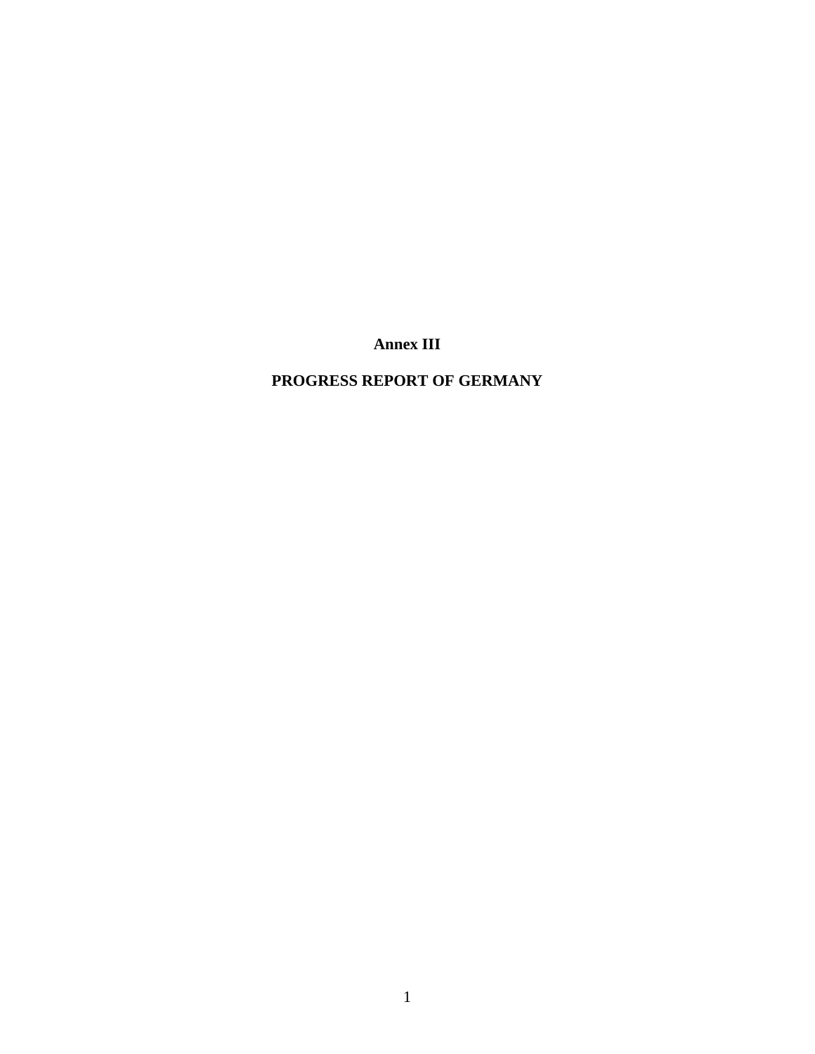# Annex III

## PROGRESS REPORT OF GERMANY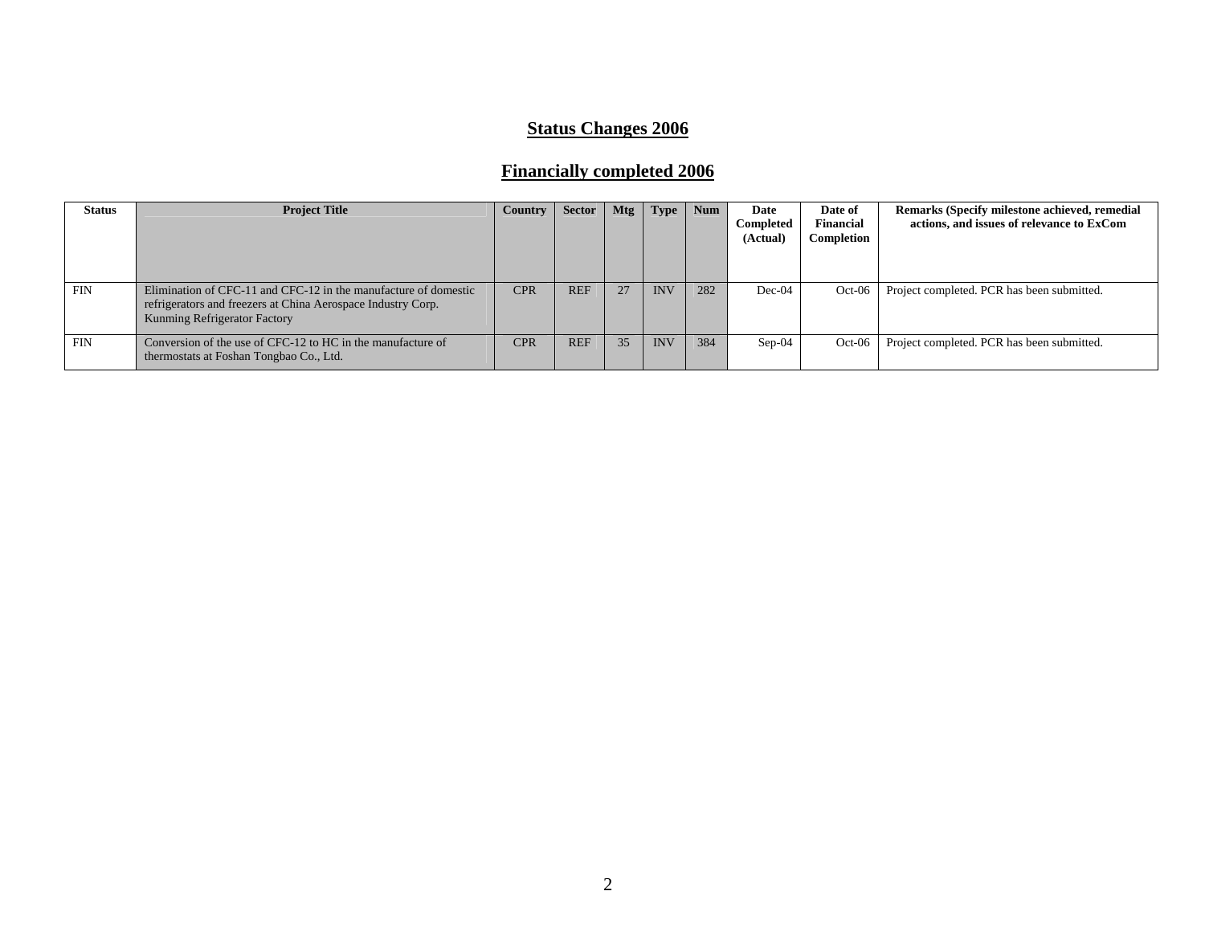## Status Changes 2006

## Financially completed 2006

| Status | Project Title | Country | Sector | Mtg | Type | Num | Date Completed (Actual) | Date of Financial Completion | Remarks (Specify milestone achieved, remedial actions, and issues of relevance to ExCom |
|---|---|---|---|---|---|---|---|---|---|
| FIN | Elimination of CFC-11 and CFC-12 in the manufacture of domestic refrigerators and freezers at China Aerospace Industry Corp. Kunming Refrigerator Factory | CPR | REF | 27 | INV | 282 | Dec-04 | Oct-06 | Project completed. PCR has been submitted. |
| FIN | Conversion of the use of CFC-12 to HC in the manufacture of thermostats at Foshan Tongbao Co., Ltd. | CPR | REF | 35 | INV | 384 | Sep-04 | Oct-06 | Project completed. PCR has been submitted. |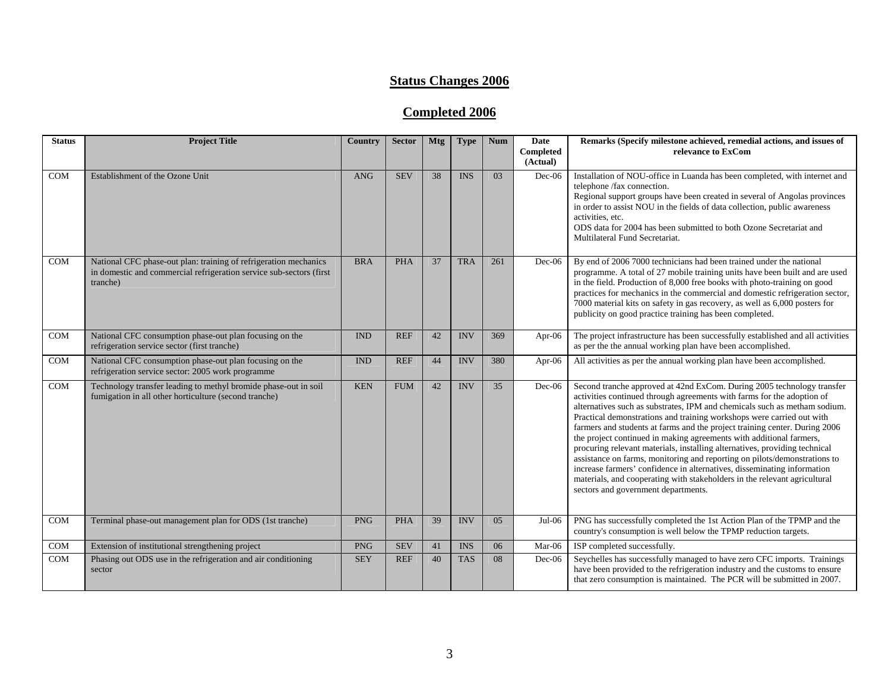## Status Changes 2006

## Completed 2006

| Status | Project Title | Country | Sector | Mtg | Type | Num | Date Completed (Actual) | Remarks (Specify milestone achieved, remedial actions, and issues of relevance to ExCom |
|---|---|---|---|---|---|---|---|---|
| COM | Establishment of the Ozone Unit | ANG | SEV | 38 | INS | 03 | Dec-06 | Installation of NOU-office in Luanda has been completed, with internet and telephone /fax connection. Regional support groups have been created in several of Angolas provinces in order to assist NOU in the fields of data collection, public awareness activities, etc. ODS data for 2004 has been submitted to both Ozone Secretariat and Multilateral Fund Secretariat. |
| COM | National CFC phase-out plan: training of refrigeration mechanics in domestic and commercial refrigeration service sub-sectors (first tranche) | BRA | PHA | 37 | TRA | 261 | Dec-06 | By end of 2006 7000 technicians had been trained under the national programme. A total of 27 mobile training units have been built and are used in the field. Production of 8,000 free books with photo-training on good practices for mechanics in the commercial and domestic refrigeration sector, 7000 material kits on safety in gas recovery, as well as 6,000 posters for publicity on good practice training has been completed. |
| COM | National CFC consumption phase-out plan focusing on the refrigeration service sector (first tranche) | IND | REF | 42 | INV | 369 | Apr-06 | The project infrastructure has been successfully established and all activities as per the the annual working plan have been accomplished. |
| COM | National CFC consumption phase-out plan focusing on the refrigeration service sector: 2005 work programme | IND | REF | 44 | INV | 380 | Apr-06 | All activities as per the annual working plan have been accomplished. |
| COM | Technology transfer leading to methyl bromide phase-out in soil fumigation in all other horticulture (second tranche) | KEN | FUM | 42 | INV | 35 | Dec-06 | Second tranche approved at 42nd ExCom. During 2005 technology transfer activities continued through agreements with farms for the adoption of alternatives such as substrates, IPM and chemicals such as metham sodium. Practical demonstrations and training workshops were carried out with farmers and students at farms and the project training center. During 2006 the project continued in making agreements with additional farmers, procuring relevant materials, installing alternatives, providing technical assistance on farms, monitoring and reporting on pilots/demonstrations to increase farmers' confidence in alternatives, disseminating information materials, and cooperating with stakeholders in the relevant agricultural sectors and government departments. |
| COM | Terminal phase-out management plan for ODS (1st tranche) | PNG | PHA | 39 | INV | 05 | Jul-06 | PNG has successfully completed the 1st Action Plan of the TPMP and the country's consumption is well below the TPMP reduction targets. |
| COM | Extension of institutional strengthening project | PNG | SEV | 41 | INS | 06 | Mar-06 | ISP completed successfully. |
| COM | Phasing out ODS use in the refrigeration and air conditioning sector | SEY | REF | 40 | TAS | 08 | Dec-06 | Seychelles has successfully managed to have zero CFC imports. Trainings have been provided to the refrigeration industry and the customs to ensure that zero consumption is maintained. The PCR will be submitted in 2007. |